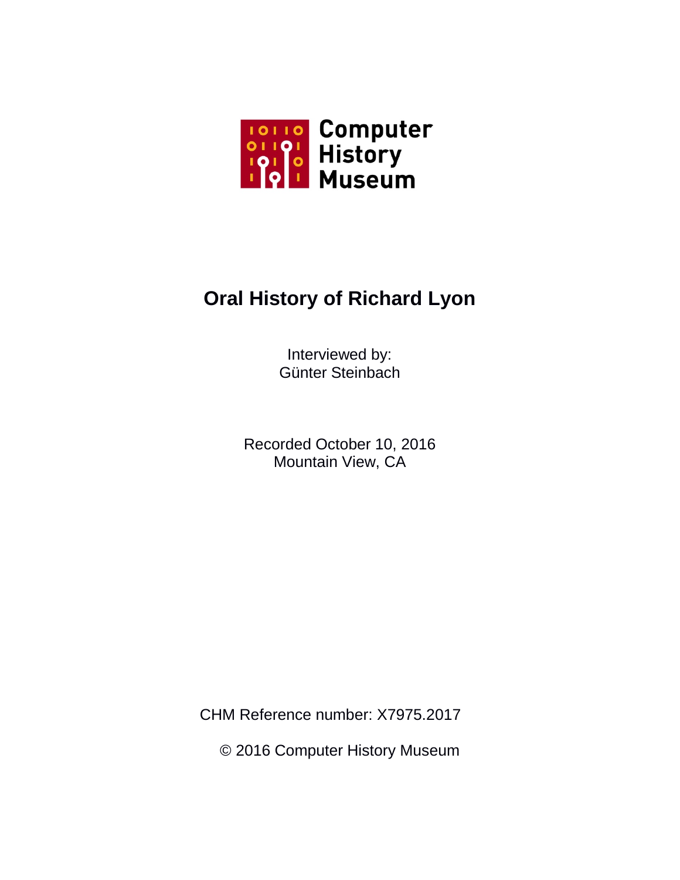Computer History Museum

# Oral History of Richard Lyon

Interviewed by:
Günter Steinbach

Recorded October 10, 2016
Mountain View, CA

CHM Reference number: X7975.2017

© 2016 Computer History Museum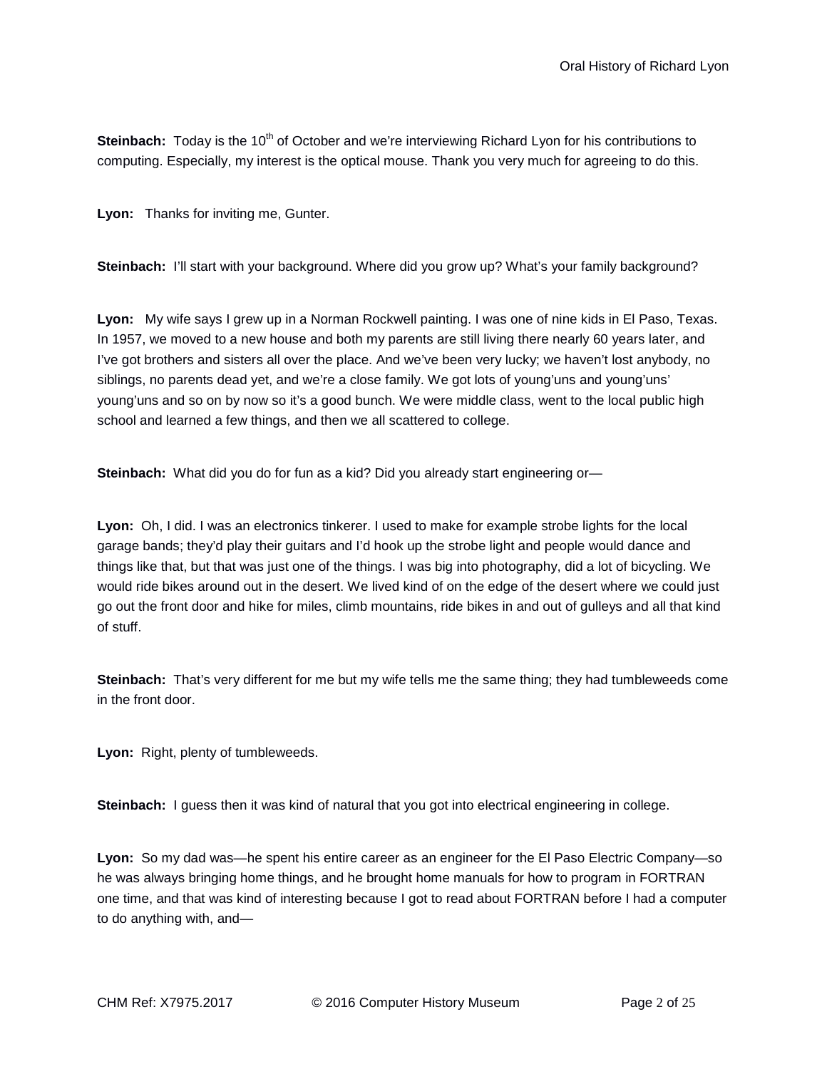**Steinbach:** Today is the 10th of October and we're interviewing Richard Lyon for his contributions to computing. Especially, my interest is the optical mouse. Thank you very much for agreeing to do this.

**Lyon:** Thanks for inviting me, Gunter.

**Steinbach:** I'll start with your background. Where did you grow up? What's your family background?

**Lyon:** My wife says I grew up in a Norman Rockwell painting. I was one of nine kids in El Paso, Texas. In 1957, we moved to a new house and both my parents are still living there nearly 60 years later, and I've got brothers and sisters all over the place. And we've been very lucky; we haven't lost anybody, no siblings, no parents dead yet, and we're a close family. We got lots of young'uns and young'uns' young'uns and so on by now so it's a good bunch. We were middle class, went to the local public high school and learned a few things, and then we all scattered to college.

**Steinbach:** What did you do for fun as a kid? Did you already start engineering or—

**Lyon:** Oh, I did. I was an electronics tinkerer. I used to make for example strobe lights for the local garage bands; they'd play their guitars and I'd hook up the strobe light and people would dance and things like that, but that was just one of the things. I was big into photography, did a lot of bicycling. We would ride bikes around out in the desert. We lived kind of on the edge of the desert where we could just go out the front door and hike for miles, climb mountains, ride bikes in and out of gulleys and all that kind of stuff.

**Steinbach:** That's very different for me but my wife tells me the same thing; they had tumbleweeds come in the front door.

**Lyon:** Right, plenty of tumbleweeds.

**Steinbach:** I guess then it was kind of natural that you got into electrical engineering in college.

**Lyon:** So my dad was—he spent his entire career as an engineer for the El Paso Electric Company—so he was always bringing home things, and he brought home manuals for how to program in FORTRAN one time, and that was kind of interesting because I got to read about FORTRAN before I had a computer to do anything with, and—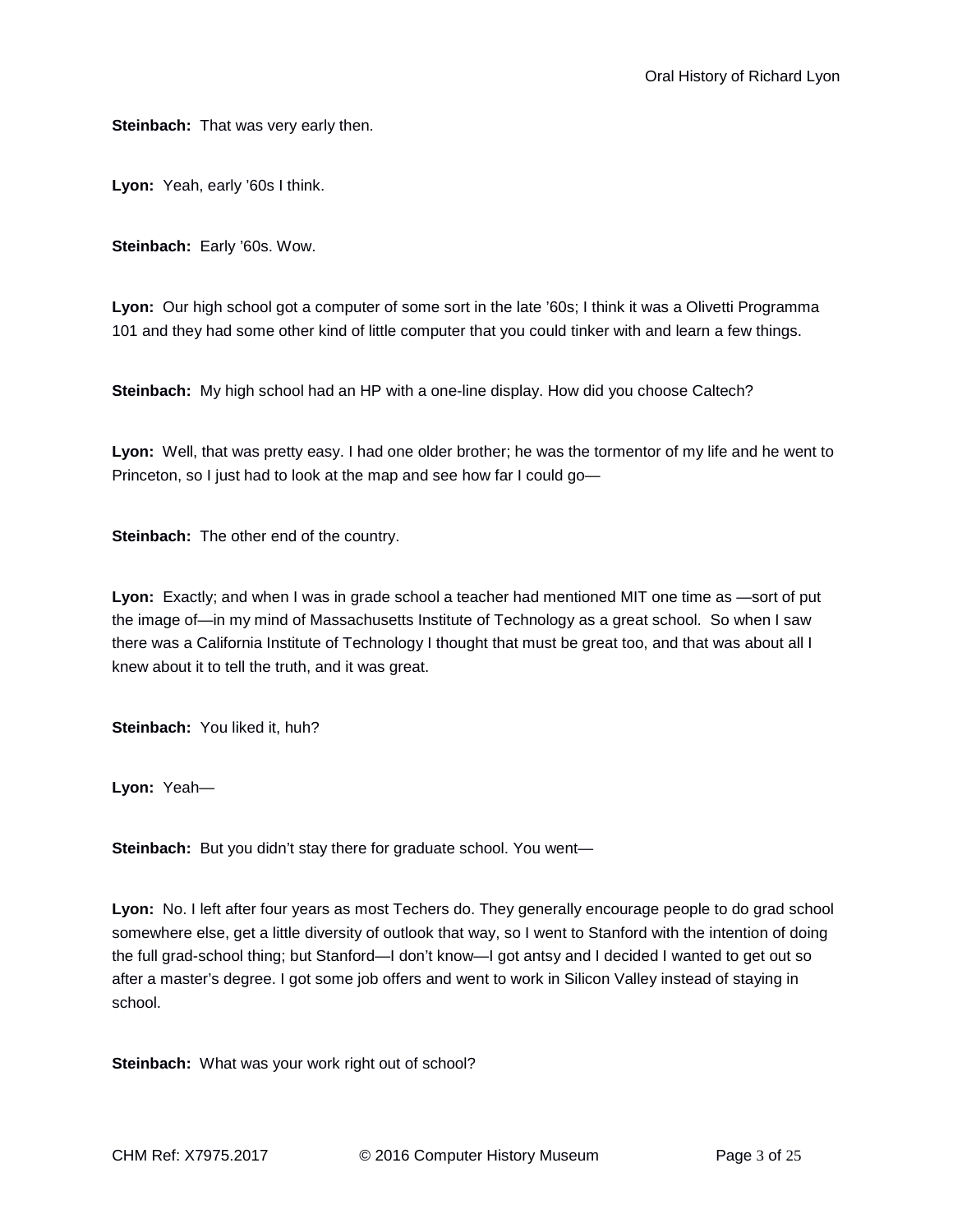**Steinbach:** That was very early then.

**Lyon:** Yeah, early '60s I think.

**Steinbach:** Early '60s. Wow.

**Lyon:** Our high school got a computer of some sort in the late '60s; I think it was a Olivetti Programma 101 and they had some other kind of little computer that you could tinker with and learn a few things.

**Steinbach:** My high school had an HP with a one-line display. How did you choose Caltech?

**Lyon:** Well, that was pretty easy. I had one older brother; he was the tormentor of my life and he went to Princeton, so I just had to look at the map and see how far I could go—

**Steinbach:** The other end of the country.

**Lyon:** Exactly; and when I was in grade school a teacher had mentioned MIT one time as —sort of put the image of—in my mind of Massachusetts Institute of Technology as a great school. So when I saw there was a California Institute of Technology I thought that must be great too, and that was about all I knew about it to tell the truth, and it was great.

**Steinbach:** You liked it, huh?

**Lyon:** Yeah—

**Steinbach:** But you didn't stay there for graduate school. You went—

**Lyon:** No. I left after four years as most Techers do. They generally encourage people to do grad school somewhere else, get a little diversity of outlook that way, so I went to Stanford with the intention of doing the full grad-school thing; but Stanford—I don't know—I got antsy and I decided I wanted to get out so after a master's degree. I got some job offers and went to work in Silicon Valley instead of staying in school.

**Steinbach:** What was your work right out of school?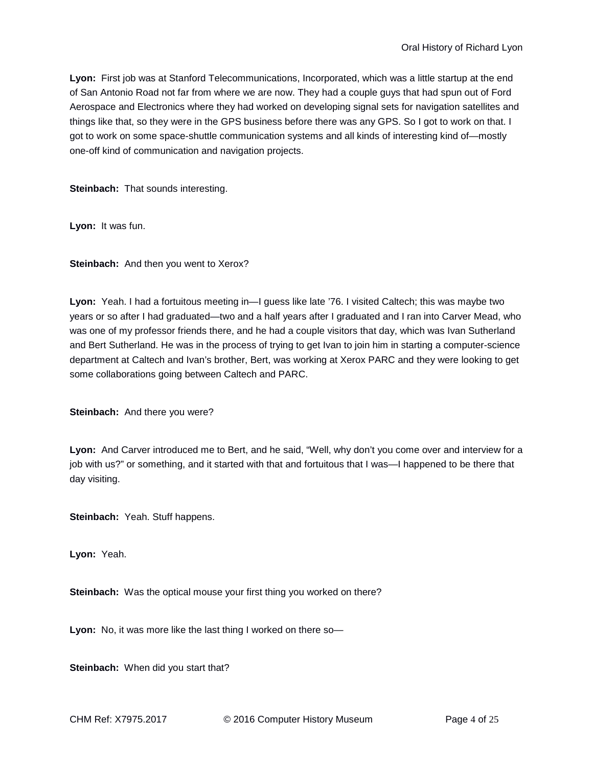**Lyon:** First job was at Stanford Telecommunications, Incorporated, which was a little startup at the end of San Antonio Road not far from where we are now. They had a couple guys that had spun out of Ford Aerospace and Electronics where they had worked on developing signal sets for navigation satellites and things like that, so they were in the GPS business before there was any GPS. So I got to work on that. I got to work on some space-shuttle communication systems and all kinds of interesting kind of—mostly one-off kind of communication and navigation projects.

**Steinbach:** That sounds interesting.

**Lyon:** It was fun.

**Steinbach:** And then you went to Xerox?

**Lyon:** Yeah. I had a fortuitous meeting in—I guess like late ’76. I visited Caltech; this was maybe two years or so after I had graduated—two and a half years after I graduated and I ran into Carver Mead, who was one of my professor friends there, and he had a couple visitors that day, which was Ivan Sutherland and Bert Sutherland. He was in the process of trying to get Ivan to join him in starting a computer-science department at Caltech and Ivan’s brother, Bert, was working at Xerox PARC and they were looking to get some collaborations going between Caltech and PARC.

**Steinbach:** And there you were?

**Lyon:** And Carver introduced me to Bert, and he said, “Well, why don’t you come over and interview for a job with us?” or something, and it started with that and fortuitous that I was—I happened to be there that day visiting.

**Steinbach:** Yeah. Stuff happens.

**Lyon:** Yeah.

**Steinbach:** Was the optical mouse your first thing you worked on there?

**Lyon:** No, it was more like the last thing I worked on there so—

**Steinbach:** When did you start that?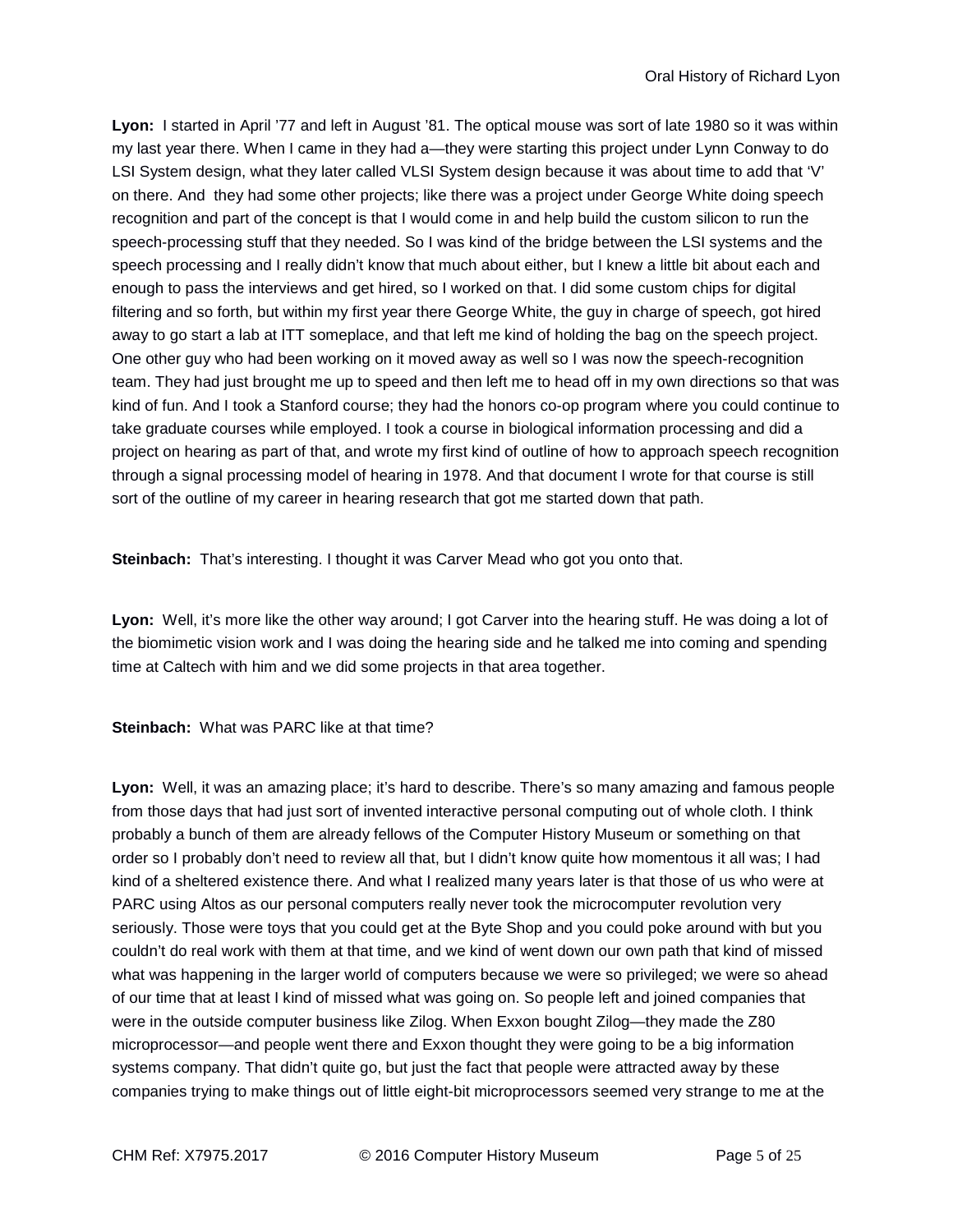**Lyon:** I started in April '77 and left in August '81. The optical mouse was sort of late 1980 so it was within my last year there. When I came in they had a—they were starting this project under Lynn Conway to do LSI System design, what they later called VLSI System design because it was about time to add that 'V' on there. And they had some other projects; like there was a project under George White doing speech recognition and part of the concept is that I would come in and help build the custom silicon to run the speech-processing stuff that they needed. So I was kind of the bridge between the LSI systems and the speech processing and I really didn't know that much about either, but I knew a little bit about each and enough to pass the interviews and get hired, so I worked on that. I did some custom chips for digital filtering and so forth, but within my first year there George White, the guy in charge of speech, got hired away to go start a lab at ITT someplace, and that left me kind of holding the bag on the speech project. One other guy who had been working on it moved away as well so I was now the speech-recognition team. They had just brought me up to speed and then left me to head off in my own directions so that was kind of fun. And I took a Stanford course; they had the honors co-op program where you could continue to take graduate courses while employed. I took a course in biological information processing and did a project on hearing as part of that, and wrote my first kind of outline of how to approach speech recognition through a signal processing model of hearing in 1978. And that document I wrote for that course is still sort of the outline of my career in hearing research that got me started down that path.

**Steinbach:** That's interesting. I thought it was Carver Mead who got you onto that.

**Lyon:** Well, it's more like the other way around; I got Carver into the hearing stuff. He was doing a lot of the biomimetic vision work and I was doing the hearing side and he talked me into coming and spending time at Caltech with him and we did some projects in that area together.

**Steinbach:** What was PARC like at that time?

**Lyon:** Well, it was an amazing place; it's hard to describe. There's so many amazing and famous people from those days that had just sort of invented interactive personal computing out of whole cloth. I think probably a bunch of them are already fellows of the Computer History Museum or something on that order so I probably don't need to review all that, but I didn't know quite how momentous it all was; I had kind of a sheltered existence there. And what I realized many years later is that those of us who were at PARC using Altos as our personal computers really never took the microcomputer revolution very seriously. Those were toys that you could get at the Byte Shop and you could poke around with but you couldn't do real work with them at that time, and we kind of went down our own path that kind of missed what was happening in the larger world of computers because we were so privileged; we were so ahead of our time that at least I kind of missed what was going on. So people left and joined companies that were in the outside computer business like Zilog. When Exxon bought Zilog—they made the Z80 microprocessor—and people went there and Exxon thought they were going to be a big information systems company. That didn't quite go, but just the fact that people were attracted away by these companies trying to make things out of little eight-bit microprocessors seemed very strange to me at the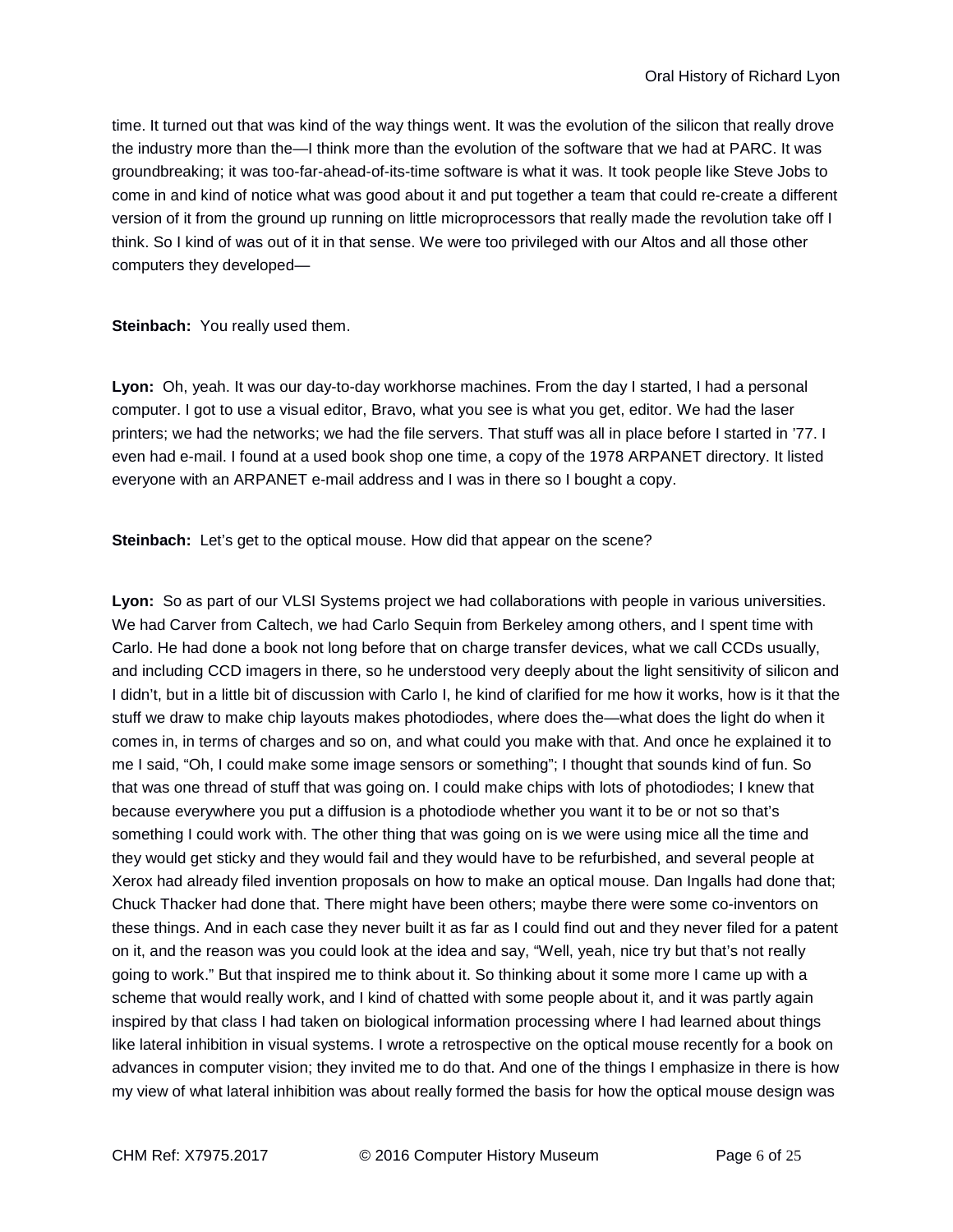time. It turned out that was kind of the way things went. It was the evolution of the silicon that really drove the industry more than the—I think more than the evolution of the software that we had at PARC. It was groundbreaking; it was too-far-ahead-of-its-time software is what it was. It took people like Steve Jobs to come in and kind of notice what was good about it and put together a team that could re-create a different version of it from the ground up running on little microprocessors that really made the revolution take off I think. So I kind of was out of it in that sense. We were too privileged with our Altos and all those other computers they developed—

**Steinbach:** You really used them.

**Lyon:** Oh, yeah. It was our day-to-day workhorse machines. From the day I started, I had a personal computer. I got to use a visual editor, Bravo, what you see is what you get, editor. We had the laser printers; we had the networks; we had the file servers. That stuff was all in place before I started in '77. I even had e-mail. I found at a used book shop one time, a copy of the 1978 ARPANET directory. It listed everyone with an ARPANET e-mail address and I was in there so I bought a copy.

**Steinbach:** Let's get to the optical mouse. How did that appear on the scene?

**Lyon:** So as part of our VLSI Systems project we had collaborations with people in various universities. We had Carver from Caltech, we had Carlo Sequin from Berkeley among others, and I spent time with Carlo. He had done a book not long before that on charge transfer devices, what we call CCDs usually, and including CCD imagers in there, so he understood very deeply about the light sensitivity of silicon and I didn't, but in a little bit of discussion with Carlo I, he kind of clarified for me how it works, how is it that the stuff we draw to make chip layouts makes photodiodes, where does the—what does the light do when it comes in, in terms of charges and so on, and what could you make with that. And once he explained it to me I said, "Oh, I could make some image sensors or something"; I thought that sounds kind of fun. So that was one thread of stuff that was going on. I could make chips with lots of photodiodes; I knew that because everywhere you put a diffusion is a photodiode whether you want it to be or not so that's something I could work with. The other thing that was going on is we were using mice all the time and they would get sticky and they would fail and they would have to be refurbished, and several people at Xerox had already filed invention proposals on how to make an optical mouse. Dan Ingalls had done that; Chuck Thacker had done that. There might have been others; maybe there were some co-inventors on these things. And in each case they never built it as far as I could find out and they never filed for a patent on it, and the reason was you could look at the idea and say, "Well, yeah, nice try but that's not really going to work." But that inspired me to think about it. So thinking about it some more I came up with a scheme that would really work, and I kind of chatted with some people about it, and it was partly again inspired by that class I had taken on biological information processing where I had learned about things like lateral inhibition in visual systems. I wrote a retrospective on the optical mouse recently for a book on advances in computer vision; they invited me to do that. And one of the things I emphasize in there is how my view of what lateral inhibition was about really formed the basis for how the optical mouse design was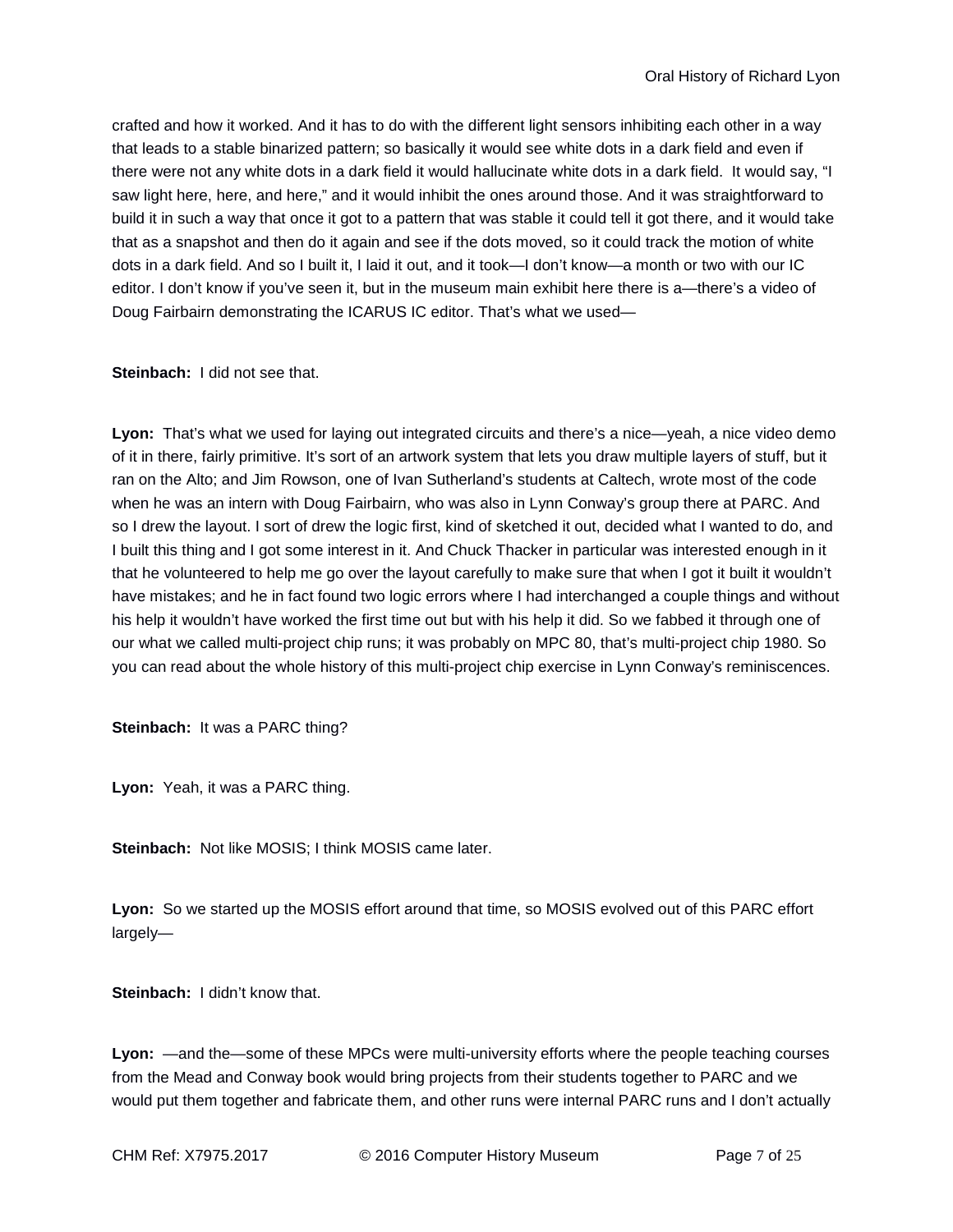crafted and how it worked. And it has to do with the different light sensors inhibiting each other in a way that leads to a stable binarized pattern; so basically it would see white dots in a dark field and even if there were not any white dots in a dark field it would hallucinate white dots in a dark field. It would say, "I saw light here, here, and here," and it would inhibit the ones around those. And it was straightforward to build it in such a way that once it got to a pattern that was stable it could tell it got there, and it would take that as a snapshot and then do it again and see if the dots moved, so it could track the motion of white dots in a dark field. And so I built it, I laid it out, and it took—I don't know—a month or two with our IC editor. I don't know if you've seen it, but in the museum main exhibit here there is a—there's a video of Doug Fairbairn demonstrating the ICARUS IC editor. That's what we used—

**Steinbach:** I did not see that.

**Lyon:** That's what we used for laying out integrated circuits and there's a nice—yeah, a nice video demo of it in there, fairly primitive. It's sort of an artwork system that lets you draw multiple layers of stuff, but it ran on the Alto; and Jim Rowson, one of Ivan Sutherland's students at Caltech, wrote most of the code when he was an intern with Doug Fairbairn, who was also in Lynn Conway's group there at PARC. And so I drew the layout. I sort of drew the logic first, kind of sketched it out, decided what I wanted to do, and I built this thing and I got some interest in it. And Chuck Thacker in particular was interested enough in it that he volunteered to help me go over the layout carefully to make sure that when I got it built it wouldn't have mistakes; and he in fact found two logic errors where I had interchanged a couple things and without his help it wouldn't have worked the first time out but with his help it did. So we fabbed it through one of our what we called multi-project chip runs; it was probably on MPC 80, that's multi-project chip 1980. So you can read about the whole history of this multi-project chip exercise in Lynn Conway's reminiscences.

**Steinbach:** It was a PARC thing?

**Lyon:** Yeah, it was a PARC thing.

**Steinbach:** Not like MOSIS; I think MOSIS came later.

**Lyon:** So we started up the MOSIS effort around that time, so MOSIS evolved out of this PARC effort largely—

**Steinbach:** I didn't know that.

**Lyon:** —and the—some of these MPCs were multi-university efforts where the people teaching courses from the Mead and Conway book would bring projects from their students together to PARC and we would put them together and fabricate them, and other runs were internal PARC runs and I don't actually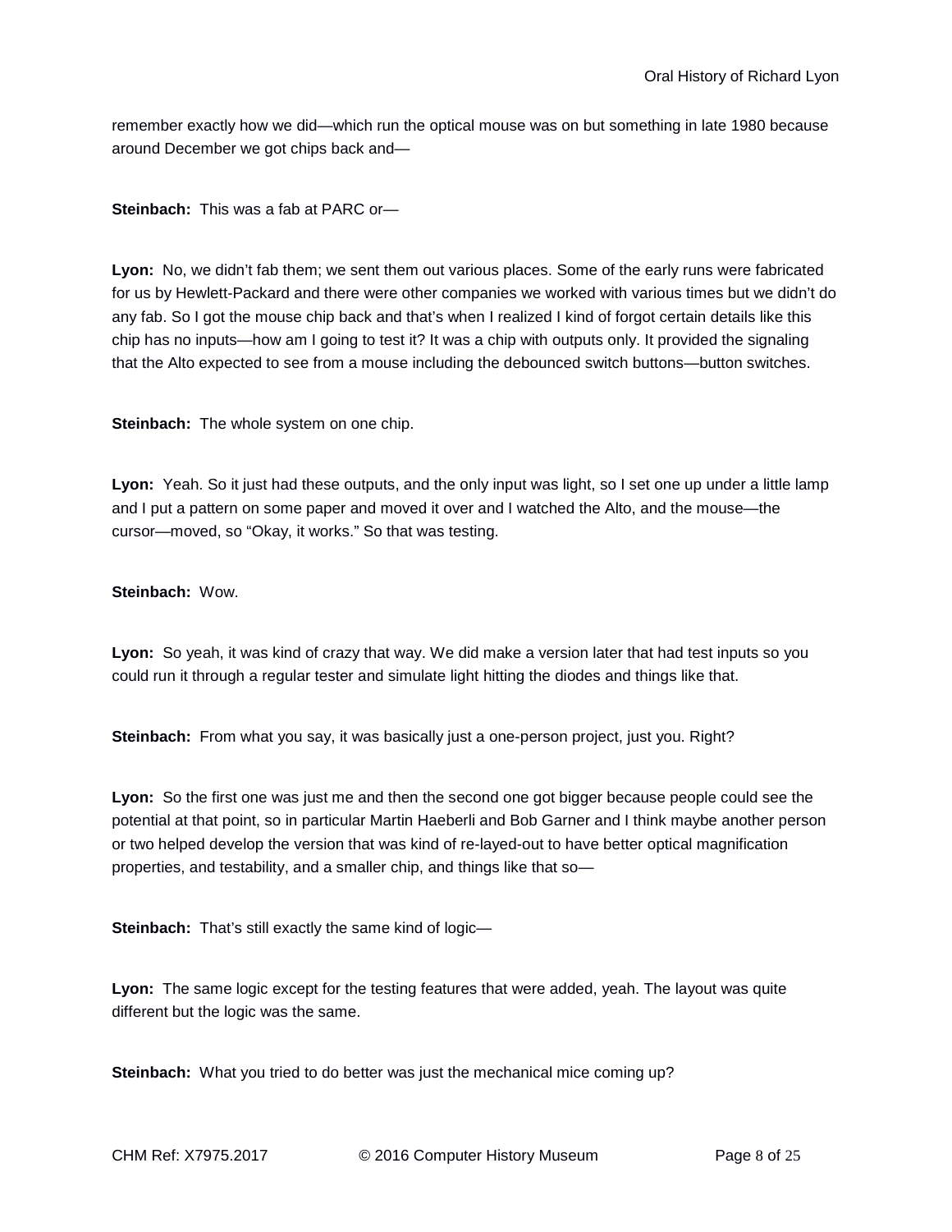remember exactly how we did—which run the optical mouse was on but something in late 1980 because around December we got chips back and—

**Steinbach:** This was a fab at PARC or—

**Lyon:** No, we didn't fab them; we sent them out various places. Some of the early runs were fabricated for us by Hewlett-Packard and there were other companies we worked with various times but we didn't do any fab. So I got the mouse chip back and that's when I realized I kind of forgot certain details like this chip has no inputs—how am I going to test it? It was a chip with outputs only. It provided the signaling that the Alto expected to see from a mouse including the debounced switch buttons—button switches.

**Steinbach:** The whole system on one chip.

**Lyon:** Yeah. So it just had these outputs, and the only input was light, so I set one up under a little lamp and I put a pattern on some paper and moved it over and I watched the Alto, and the mouse—the cursor—moved, so "Okay, it works." So that was testing.

**Steinbach:** Wow.

**Lyon:** So yeah, it was kind of crazy that way. We did make a version later that had test inputs so you could run it through a regular tester and simulate light hitting the diodes and things like that.

**Steinbach:** From what you say, it was basically just a one-person project, just you. Right?

**Lyon:** So the first one was just me and then the second one got bigger because people could see the potential at that point, so in particular Martin Haeberli and Bob Garner and I think maybe another person or two helped develop the version that was kind of re-layed-out to have better optical magnification properties, and testability, and a smaller chip, and things like that so—

**Steinbach:** That's still exactly the same kind of logic—

**Lyon:** The same logic except for the testing features that were added, yeah. The layout was quite different but the logic was the same.

**Steinbach:** What you tried to do better was just the mechanical mice coming up?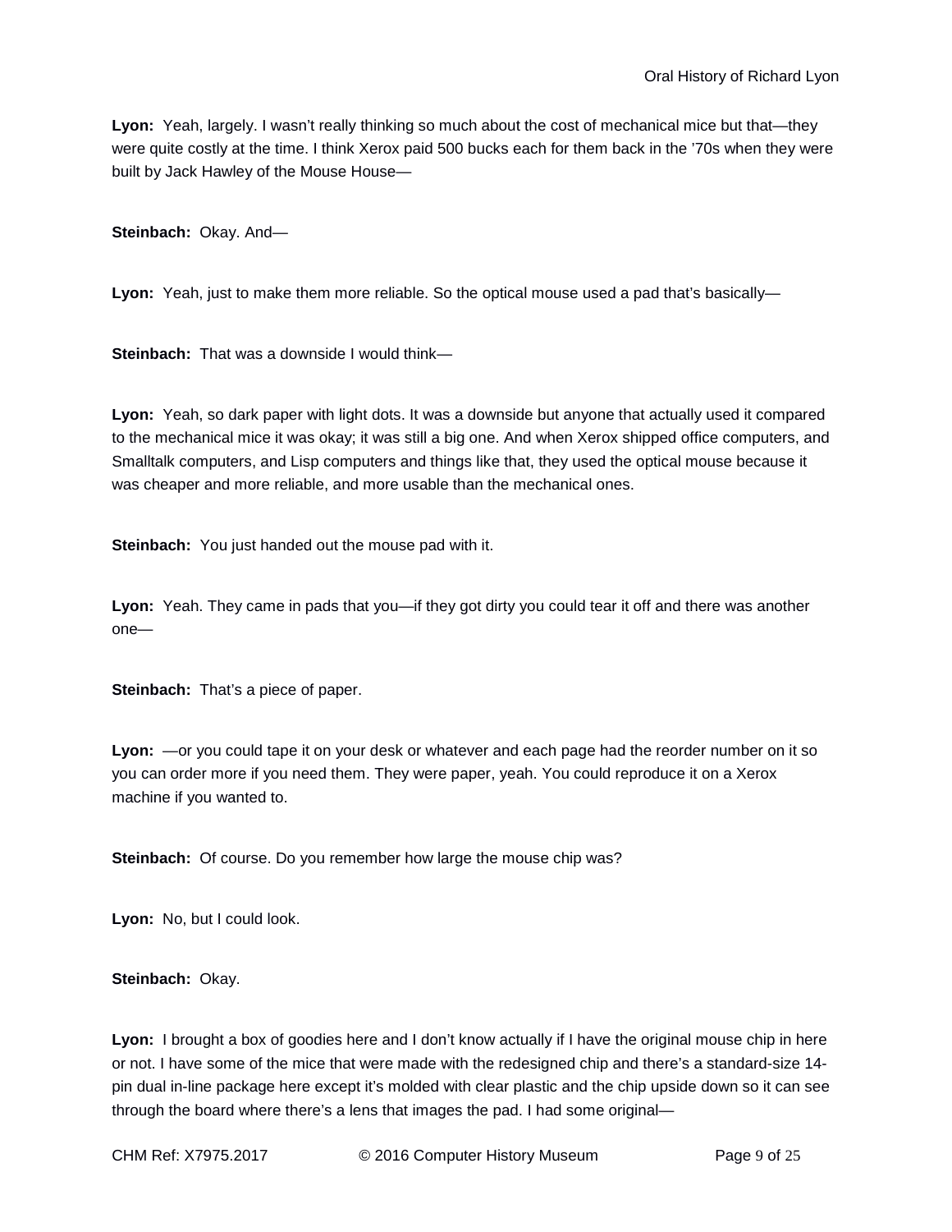**Lyon:** Yeah, largely. I wasn't really thinking so much about the cost of mechanical mice but that—they were quite costly at the time. I think Xerox paid 500 bucks each for them back in the '70s when they were built by Jack Hawley of the Mouse House—

**Steinbach:** Okay. And—

**Lyon:** Yeah, just to make them more reliable. So the optical mouse used a pad that's basically—

**Steinbach:** That was a downside I would think—

**Lyon:** Yeah, so dark paper with light dots. It was a downside but anyone that actually used it compared to the mechanical mice it was okay; it was still a big one. And when Xerox shipped office computers, and Smalltalk computers, and Lisp computers and things like that, they used the optical mouse because it was cheaper and more reliable, and more usable than the mechanical ones.

**Steinbach:** You just handed out the mouse pad with it.

**Lyon:** Yeah. They came in pads that you—if they got dirty you could tear it off and there was another one—

**Steinbach:** That's a piece of paper.

**Lyon:** —or you could tape it on your desk or whatever and each page had the reorder number on it so you can order more if you need them. They were paper, yeah. You could reproduce it on a Xerox machine if you wanted to.

**Steinbach:** Of course. Do you remember how large the mouse chip was?

**Lyon:** No, but I could look.

**Steinbach:** Okay.

**Lyon:** I brought a box of goodies here and I don't know actually if I have the original mouse chip in here or not. I have some of the mice that were made with the redesigned chip and there's a standard-size 14-pin dual in-line package here except it's molded with clear plastic and the chip upside down so it can see through the board where there's a lens that images the pad. I had some original—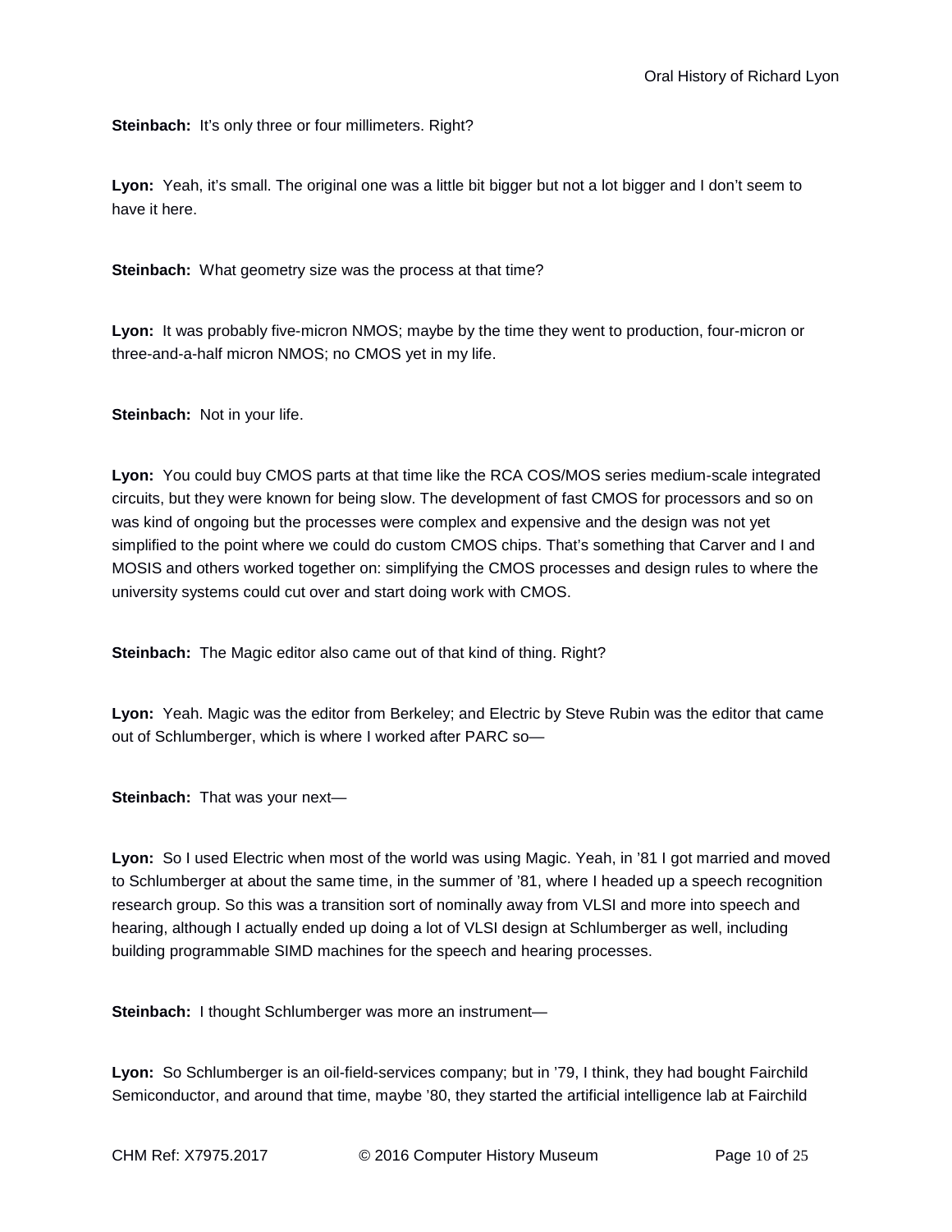**Steinbach:** It's only three or four millimeters. Right?

**Lyon:** Yeah, it's small. The original one was a little bit bigger but not a lot bigger and I don't seem to have it here.

**Steinbach:** What geometry size was the process at that time?

**Lyon:** It was probably five-micron NMOS; maybe by the time they went to production, four-micron or three-and-a-half micron NMOS; no CMOS yet in my life.

**Steinbach:** Not in your life.

**Lyon:** You could buy CMOS parts at that time like the RCA COS/MOS series medium-scale integrated circuits, but they were known for being slow. The development of fast CMOS for processors and so on was kind of ongoing but the processes were complex and expensive and the design was not yet simplified to the point where we could do custom CMOS chips. That's something that Carver and I and MOSIS and others worked together on: simplifying the CMOS processes and design rules to where the university systems could cut over and start doing work with CMOS.

**Steinbach:** The Magic editor also came out of that kind of thing. Right?

**Lyon:** Yeah. Magic was the editor from Berkeley; and Electric by Steve Rubin was the editor that came out of Schlumberger, which is where I worked after PARC so—

**Steinbach:** That was your next—

**Lyon:** So I used Electric when most of the world was using Magic. Yeah, in '81 I got married and moved to Schlumberger at about the same time, in the summer of '81, where I headed up a speech recognition research group. So this was a transition sort of nominally away from VLSI and more into speech and hearing, although I actually ended up doing a lot of VLSI design at Schlumberger as well, including building programmable SIMD machines for the speech and hearing processes.

**Steinbach:** I thought Schlumberger was more an instrument—

**Lyon:** So Schlumberger is an oil-field-services company; but in '79, I think, they had bought Fairchild Semiconductor, and around that time, maybe '80, they started the artificial intelligence lab at Fairchild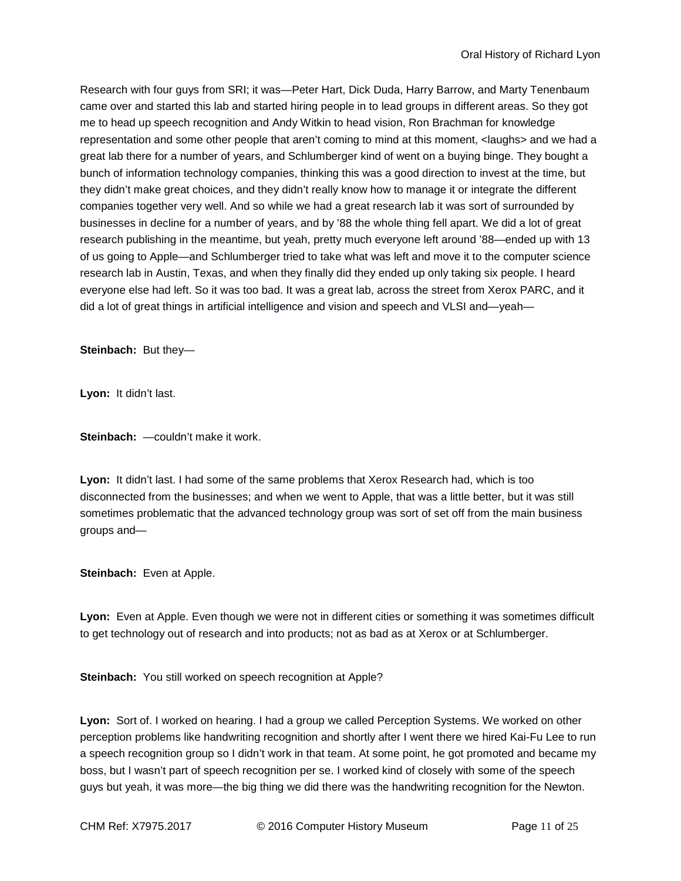Research with four guys from SRI; it was—Peter Hart, Dick Duda, Harry Barrow, and Marty Tenenbaum came over and started this lab and started hiring people in to lead groups in different areas. So they got me to head up speech recognition and Andy Witkin to head vision, Ron Brachman for knowledge representation and some other people that aren't coming to mind at this moment, <laughs> and we had a great lab there for a number of years, and Schlumberger kind of went on a buying binge. They bought a bunch of information technology companies, thinking this was a good direction to invest at the time, but they didn't make great choices, and they didn't really know how to manage it or integrate the different companies together very well. And so while we had a great research lab it was sort of surrounded by businesses in decline for a number of years, and by '88 the whole thing fell apart. We did a lot of great research publishing in the meantime, but yeah, pretty much everyone left around '88—ended up with 13 of us going to Apple—and Schlumberger tried to take what was left and move it to the computer science research lab in Austin, Texas, and when they finally did they ended up only taking six people. I heard everyone else had left. So it was too bad. It was a great lab, across the street from Xerox PARC, and it did a lot of great things in artificial intelligence and vision and speech and VLSI and—yeah—

**Steinbach:** But they—

**Lyon:** It didn't last.

**Steinbach:** —couldn't make it work.

**Lyon:** It didn't last. I had some of the same problems that Xerox Research had, which is too disconnected from the businesses; and when we went to Apple, that was a little better, but it was still sometimes problematic that the advanced technology group was sort of set off from the main business groups and—

**Steinbach:** Even at Apple.

**Lyon:** Even at Apple. Even though we were not in different cities or something it was sometimes difficult to get technology out of research and into products; not as bad as at Xerox or at Schlumberger.

**Steinbach:** You still worked on speech recognition at Apple?

**Lyon:** Sort of. I worked on hearing. I had a group we called Perception Systems. We worked on other perception problems like handwriting recognition and shortly after I went there we hired Kai-Fu Lee to run a speech recognition group so I didn't work in that team. At some point, he got promoted and became my boss, but I wasn't part of speech recognition per se. I worked kind of closely with some of the speech guys but yeah, it was more—the big thing we did there was the handwriting recognition for the Newton.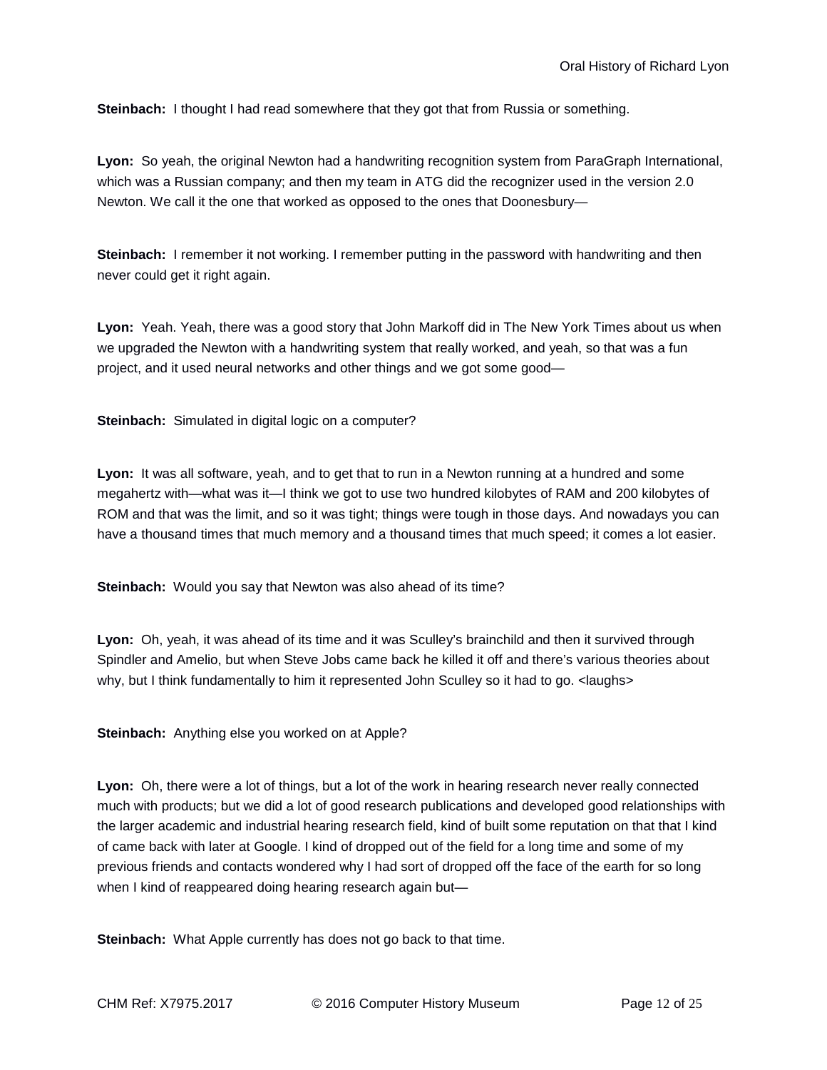**Steinbach:** I thought I had read somewhere that they got that from Russia or something.

**Lyon:** So yeah, the original Newton had a handwriting recognition system from ParaGraph International, which was a Russian company; and then my team in ATG did the recognizer used in the version 2.0 Newton. We call it the one that worked as opposed to the ones that Doonesbury—

**Steinbach:** I remember it not working. I remember putting in the password with handwriting and then never could get it right again.

**Lyon:** Yeah. Yeah, there was a good story that John Markoff did in The New York Times about us when we upgraded the Newton with a handwriting system that really worked, and yeah, so that was a fun project, and it used neural networks and other things and we got some good—

**Steinbach:** Simulated in digital logic on a computer?

**Lyon:** It was all software, yeah, and to get that to run in a Newton running at a hundred and some megahertz with—what was it—I think we got to use two hundred kilobytes of RAM and 200 kilobytes of ROM and that was the limit, and so it was tight; things were tough in those days. And nowadays you can have a thousand times that much memory and a thousand times that much speed; it comes a lot easier.

**Steinbach:** Would you say that Newton was also ahead of its time?

**Lyon:** Oh, yeah, it was ahead of its time and it was Sculley's brainchild and then it survived through Spindler and Amelio, but when Steve Jobs came back he killed it off and there's various theories about why, but I think fundamentally to him it represented John Sculley so it had to go. <laughs>

**Steinbach:** Anything else you worked on at Apple?

**Lyon:** Oh, there were a lot of things, but a lot of the work in hearing research never really connected much with products; but we did a lot of good research publications and developed good relationships with the larger academic and industrial hearing research field, kind of built some reputation on that that I kind of came back with later at Google. I kind of dropped out of the field for a long time and some of my previous friends and contacts wondered why I had sort of dropped off the face of the earth for so long when I kind of reappeared doing hearing research again but—

**Steinbach:** What Apple currently has does not go back to that time.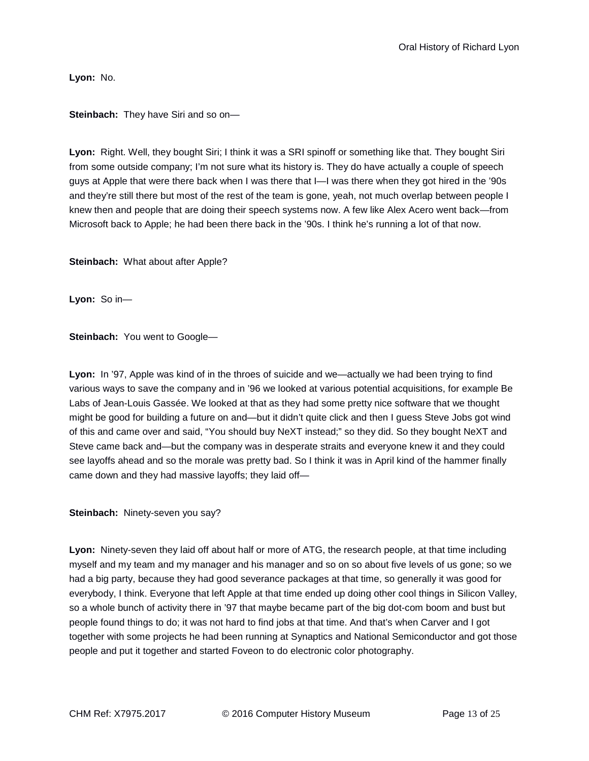**Lyon:** No.

**Steinbach:** They have Siri and so on—

**Lyon:** Right. Well, they bought Siri; I think it was a SRI spinoff or something like that. They bought Siri from some outside company; I'm not sure what its history is. They do have actually a couple of speech guys at Apple that were there back when I was there that I—I was there when they got hired in the '90s and they're still there but most of the rest of the team is gone, yeah, not much overlap between people I knew then and people that are doing their speech systems now. A few like Alex Acero went back—from Microsoft back to Apple; he had been there back in the '90s. I think he's running a lot of that now.

**Steinbach:** What about after Apple?

**Lyon:** So in—

**Steinbach:** You went to Google—

**Lyon:** In '97, Apple was kind of in the throes of suicide and we—actually we had been trying to find various ways to save the company and in '96 we looked at various potential acquisitions, for example Be Labs of Jean-Louis Gassée. We looked at that as they had some pretty nice software that we thought might be good for building a future on and—but it didn't quite click and then I guess Steve Jobs got wind of this and came over and said, "You should buy NeXT instead;" so they did. So they bought NeXT and Steve came back and—but the company was in desperate straits and everyone knew it and they could see layoffs ahead and so the morale was pretty bad. So I think it was in April kind of the hammer finally came down and they had massive layoffs; they laid off—

**Steinbach:** Ninety-seven you say?

**Lyon:** Ninety-seven they laid off about half or more of ATG, the research people, at that time including myself and my team and my manager and his manager and so on so about five levels of us gone; so we had a big party, because they had good severance packages at that time, so generally it was good for everybody, I think. Everyone that left Apple at that time ended up doing other cool things in Silicon Valley, so a whole bunch of activity there in '97 that maybe became part of the big dot-com boom and bust but people found things to do; it was not hard to find jobs at that time. And that's when Carver and I got together with some projects he had been running at Synaptics and National Semiconductor and got those people and put it together and started Foveon to do electronic color photography.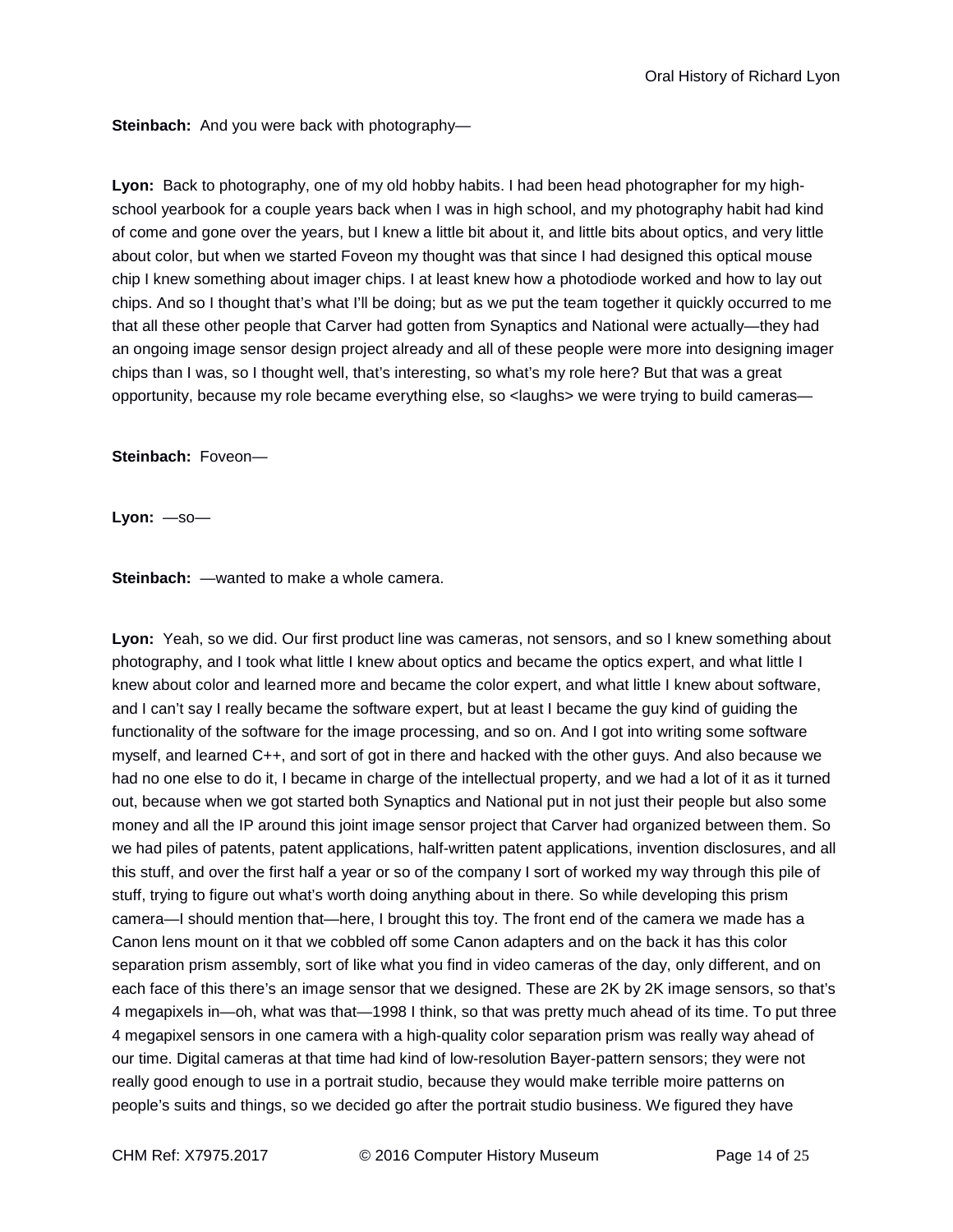**Steinbach:** And you were back with photography—

**Lyon:** Back to photography, one of my old hobby habits. I had been head photographer for my high-school yearbook for a couple years back when I was in high school, and my photography habit had kind of come and gone over the years, but I knew a little bit about it, and little bits about optics, and very little about color, but when we started Foveon my thought was that since I had designed this optical mouse chip I knew something about imager chips. I at least knew how a photodiode worked and how to lay out chips. And so I thought that's what I'll be doing; but as we put the team together it quickly occurred to me that all these other people that Carver had gotten from Synaptics and National were actually—they had an ongoing image sensor design project already and all of these people were more into designing imager chips than I was, so I thought well, that's interesting, so what's my role here? But that was a great opportunity, because my role became everything else, so <laughs> we were trying to build cameras—

**Steinbach:** Foveon—

**Lyon:** —so—

**Steinbach:** —wanted to make a whole camera.

**Lyon:** Yeah, so we did. Our first product line was cameras, not sensors, and so I knew something about photography, and I took what little I knew about optics and became the optics expert, and what little I knew about color and learned more and became the color expert, and what little I knew about software, and I can't say I really became the software expert, but at least I became the guy kind of guiding the functionality of the software for the image processing, and so on. And I got into writing some software myself, and learned C++, and sort of got in there and hacked with the other guys. And also because we had no one else to do it, I became in charge of the intellectual property, and we had a lot of it as it turned out, because when we got started both Synaptics and National put in not just their people but also some money and all the IP around this joint image sensor project that Carver had organized between them. So we had piles of patents, patent applications, half-written patent applications, invention disclosures, and all this stuff, and over the first half a year or so of the company I sort of worked my way through this pile of stuff, trying to figure out what's worth doing anything about in there. So while developing this prism camera—I should mention that—here, I brought this toy. The front end of the camera we made has a Canon lens mount on it that we cobbled off some Canon adapters and on the back it has this color separation prism assembly, sort of like what you find in video cameras of the day, only different, and on each face of this there's an image sensor that we designed. These are 2K by 2K image sensors, so that's 4 megapixels in—oh, what was that—1998 I think, so that was pretty much ahead of its time. To put three 4 megapixel sensors in one camera with a high-quality color separation prism was really way ahead of our time. Digital cameras at that time had kind of low-resolution Bayer-pattern sensors; they were not really good enough to use in a portrait studio, because they would make terrible moire patterns on people's suits and things, so we decided go after the portrait studio business. We figured they have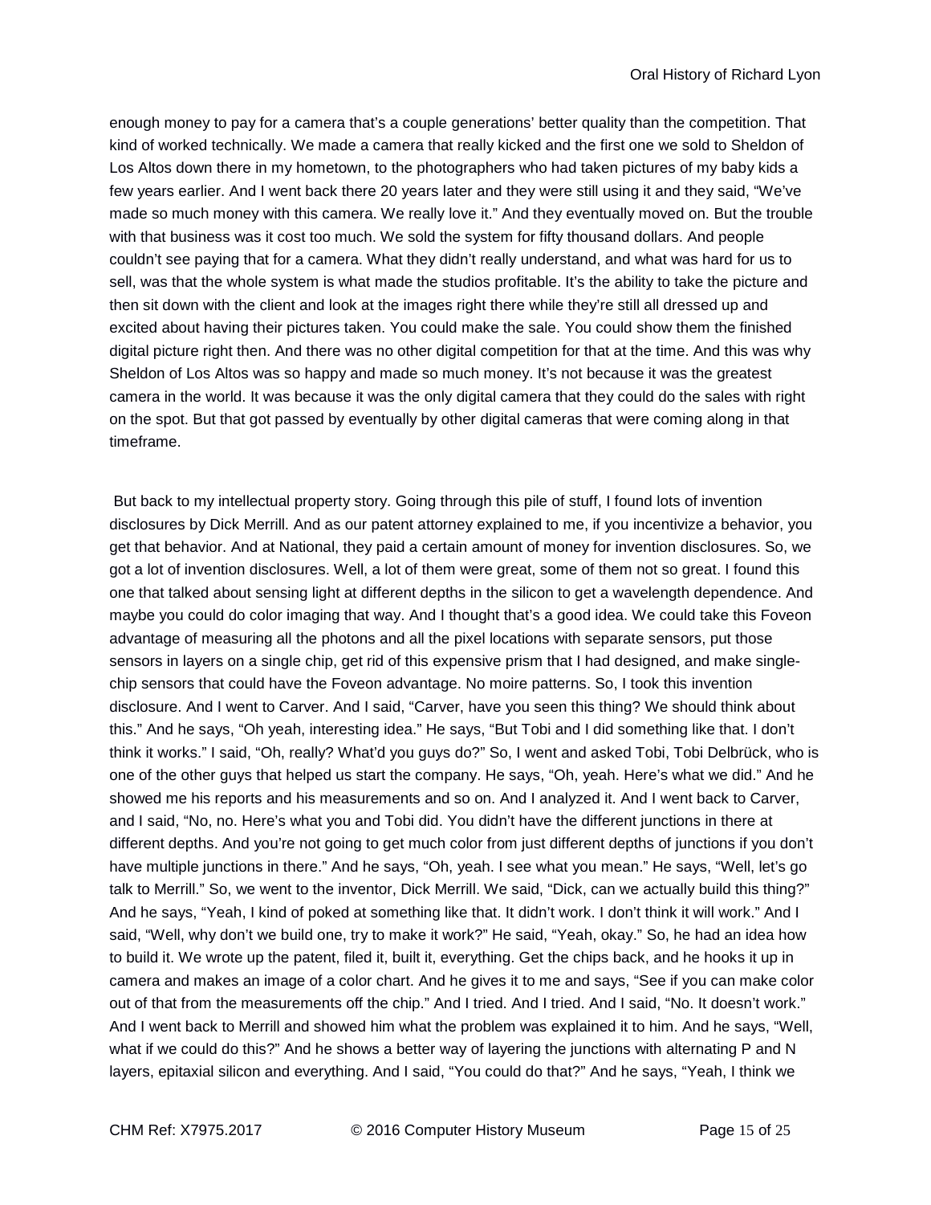enough money to pay for a camera that's a couple generations' better quality than the competition. That kind of worked technically. We made a camera that really kicked and the first one we sold to Sheldon of Los Altos down there in my hometown, to the photographers who had taken pictures of my baby kids a few years earlier. And I went back there 20 years later and they were still using it and they said, "We've made so much money with this camera. We really love it." And they eventually moved on. But the trouble with that business was it cost too much. We sold the system for fifty thousand dollars. And people couldn't see paying that for a camera. What they didn't really understand, and what was hard for us to sell, was that the whole system is what made the studios profitable. It's the ability to take the picture and then sit down with the client and look at the images right there while they're still all dressed up and excited about having their pictures taken. You could make the sale. You could show them the finished digital picture right then. And there was no other digital competition for that at the time. And this was why Sheldon of Los Altos was so happy and made so much money. It's not because it was the greatest camera in the world. It was because it was the only digital camera that they could do the sales with right on the spot. But that got passed by eventually by other digital cameras that were coming along in that timeframe.

But back to my intellectual property story. Going through this pile of stuff, I found lots of invention disclosures by Dick Merrill. And as our patent attorney explained to me, if you incentivize a behavior, you get that behavior. And at National, they paid a certain amount of money for invention disclosures. So, we got a lot of invention disclosures. Well, a lot of them were great, some of them not so great. I found this one that talked about sensing light at different depths in the silicon to get a wavelength dependence. And maybe you could do color imaging that way. And I thought that's a good idea. We could take this Foveon advantage of measuring all the photons and all the pixel locations with separate sensors, put those sensors in layers on a single chip, get rid of this expensive prism that I had designed, and make single-chip sensors that could have the Foveon advantage. No moire patterns. So, I took this invention disclosure. And I went to Carver. And I said, "Carver, have you seen this thing? We should think about this." And he says, "Oh yeah, interesting idea." He says, "But Tobi and I did something like that. I don't think it works." I said, "Oh, really? What'd you guys do?" So, I went and asked Tobi, Tobi Delbrück, who is one of the other guys that helped us start the company. He says, "Oh, yeah. Here's what we did." And he showed me his reports and his measurements and so on. And I analyzed it. And I went back to Carver, and I said, "No, no. Here's what you and Tobi did. You didn't have the different junctions in there at different depths. And you're not going to get much color from just different depths of junctions if you don't have multiple junctions in there." And he says, "Oh, yeah. I see what you mean." He says, "Well, let's go talk to Merrill." So, we went to the inventor, Dick Merrill. We said, "Dick, can we actually build this thing?" And he says, "Yeah, I kind of poked at something like that. It didn't work. I don't think it will work." And I said, "Well, why don't we build one, try to make it work?" He said, "Yeah, okay." So, he had an idea how to build it. We wrote up the patent, filed it, built it, everything. Get the chips back, and he hooks it up in camera and makes an image of a color chart. And he gives it to me and says, "See if you can make color out of that from the measurements off the chip." And I tried. And I tried. And I said, "No. It doesn't work." And I went back to Merrill and showed him what the problem was explained it to him. And he says, "Well, what if we could do this?" And he shows a better way of layering the junctions with alternating P and N layers, epitaxial silicon and everything. And I said, "You could do that?" And he says, "Yeah, I think we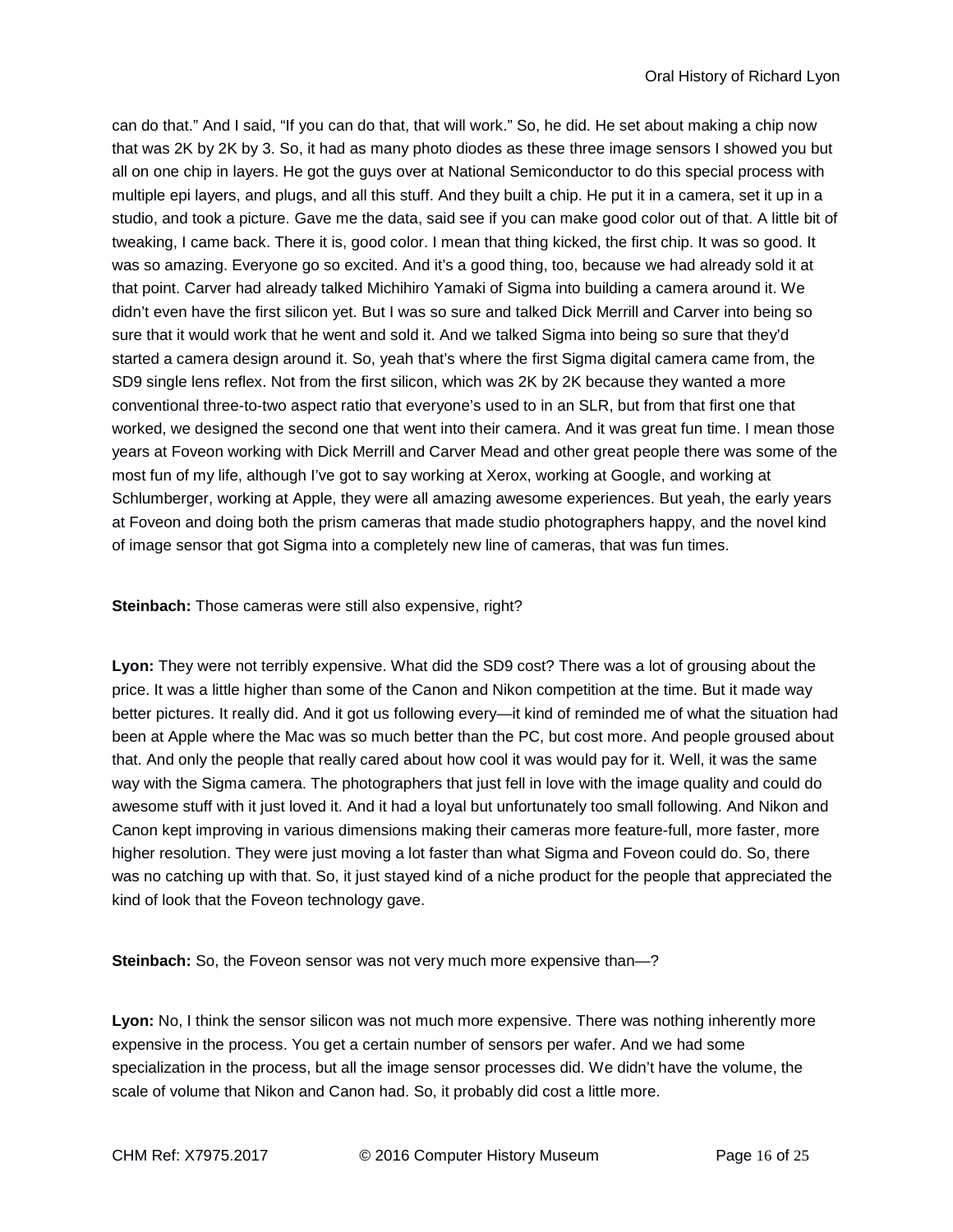can do that." And I said, "If you can do that, that will work." So, he did. He set about making a chip now that was 2K by 2K by 3. So, it had as many photo diodes as these three image sensors I showed you but all on one chip in layers. He got the guys over at National Semiconductor to do this special process with multiple epi layers, and plugs, and all this stuff. And they built a chip. He put it in a camera, set it up in a studio, and took a picture. Gave me the data, said see if you can make good color out of that. A little bit of tweaking, I came back. There it is, good color. I mean that thing kicked, the first chip. It was so good. It was so amazing. Everyone go so excited. And it's a good thing, too, because we had already sold it at that point. Carver had already talked Michihiro Yamaki of Sigma into building a camera around it. We didn't even have the first silicon yet. But I was so sure and talked Dick Merrill and Carver into being so sure that it would work that he went and sold it. And we talked Sigma into being so sure that they'd started a camera design around it. So, yeah that's where the first Sigma digital camera came from, the SD9 single lens reflex. Not from the first silicon, which was 2K by 2K because they wanted a more conventional three-to-two aspect ratio that everyone's used to in an SLR, but from that first one that worked, we designed the second one that went into their camera. And it was great fun time. I mean those years at Foveon working with Dick Merrill and Carver Mead and other great people there was some of the most fun of my life, although I've got to say working at Xerox, working at Google, and working at Schlumberger, working at Apple, they were all amazing awesome experiences. But yeah, the early years at Foveon and doing both the prism cameras that made studio photographers happy, and the novel kind of image sensor that got Sigma into a completely new line of cameras, that was fun times.

**Steinbach:** Those cameras were still also expensive, right?

**Lyon:** They were not terribly expensive. What did the SD9 cost? There was a lot of grousing about the price. It was a little higher than some of the Canon and Nikon competition at the time. But it made way better pictures. It really did. And it got us following every—it kind of reminded me of what the situation had been at Apple where the Mac was so much better than the PC, but cost more. And people groused about that. And only the people that really cared about how cool it was would pay for it. Well, it was the same way with the Sigma camera. The photographers that just fell in love with the image quality and could do awesome stuff with it just loved it. And it had a loyal but unfortunately too small following. And Nikon and Canon kept improving in various dimensions making their cameras more feature-full, more faster, more higher resolution. They were just moving a lot faster than what Sigma and Foveon could do. So, there was no catching up with that. So, it just stayed kind of a niche product for the people that appreciated the kind of look that the Foveon technology gave.

**Steinbach:** So, the Foveon sensor was not very much more expensive than—?

**Lyon:** No, I think the sensor silicon was not much more expensive. There was nothing inherently more expensive in the process. You get a certain number of sensors per wafer. And we had some specialization in the process, but all the image sensor processes did. We didn't have the volume, the scale of volume that Nikon and Canon had. So, it probably did cost a little more.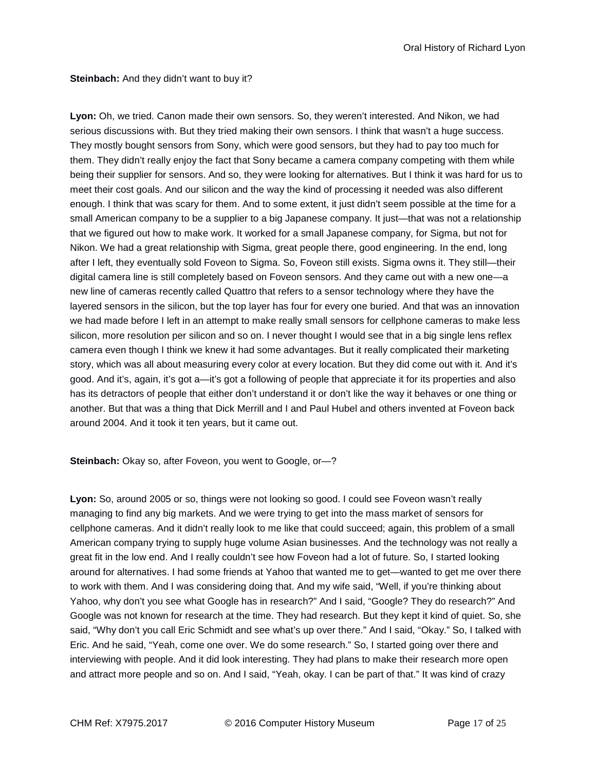**Steinbach:** And they didn't want to buy it?

**Lyon:** Oh, we tried. Canon made their own sensors. So, they weren't interested. And Nikon, we had serious discussions with. But they tried making their own sensors. I think that wasn't a huge success. They mostly bought sensors from Sony, which were good sensors, but they had to pay too much for them. They didn't really enjoy the fact that Sony became a camera company competing with them while being their supplier for sensors. And so, they were looking for alternatives. But I think it was hard for us to meet their cost goals. And our silicon and the way the kind of processing it needed was also different enough. I think that was scary for them. And to some extent, it just didn't seem possible at the time for a small American company to be a supplier to a big Japanese company. It just—that was not a relationship that we figured out how to make work. It worked for a small Japanese company, for Sigma, but not for Nikon. We had a great relationship with Sigma, great people there, good engineering. In the end, long after I left, they eventually sold Foveon to Sigma. So, Foveon still exists. Sigma owns it. They still—their digital camera line is still completely based on Foveon sensors. And they came out with a new one—a new line of cameras recently called Quattro that refers to a sensor technology where they have the layered sensors in the silicon, but the top layer has four for every one buried. And that was an innovation we had made before I left in an attempt to make really small sensors for cellphone cameras to make less silicon, more resolution per silicon and so on. I never thought I would see that in a big single lens reflex camera even though I think we knew it had some advantages. But it really complicated their marketing story, which was all about measuring every color at every location. But they did come out with it. And it's good. And it's, again, it's got a—it's got a following of people that appreciate it for its properties and also has its detractors of people that either don't understand it or don't like the way it behaves or one thing or another. But that was a thing that Dick Merrill and I and Paul Hubel and others invented at Foveon back around 2004. And it took it ten years, but it came out.

**Steinbach:** Okay so, after Foveon, you went to Google, or—?

**Lyon:** So, around 2005 or so, things were not looking so good. I could see Foveon wasn't really managing to find any big markets. And we were trying to get into the mass market of sensors for cellphone cameras. And it didn't really look to me like that could succeed; again, this problem of a small American company trying to supply huge volume Asian businesses. And the technology was not really a great fit in the low end. And I really couldn't see how Foveon had a lot of future. So, I started looking around for alternatives. I had some friends at Yahoo that wanted me to get—wanted to get me over there to work with them. And I was considering doing that. And my wife said, "Well, if you're thinking about Yahoo, why don't you see what Google has in research?" And I said, "Google? They do research?" And Google was not known for research at the time. They had research. But they kept it kind of quiet. So, she said, "Why don't you call Eric Schmidt and see what's up over there." And I said, "Okay." So, I talked with Eric. And he said, "Yeah, come one over. We do some research." So, I started going over there and interviewing with people. And it did look interesting. They had plans to make their research more open and attract more people and so on. And I said, "Yeah, okay. I can be part of that." It was kind of crazy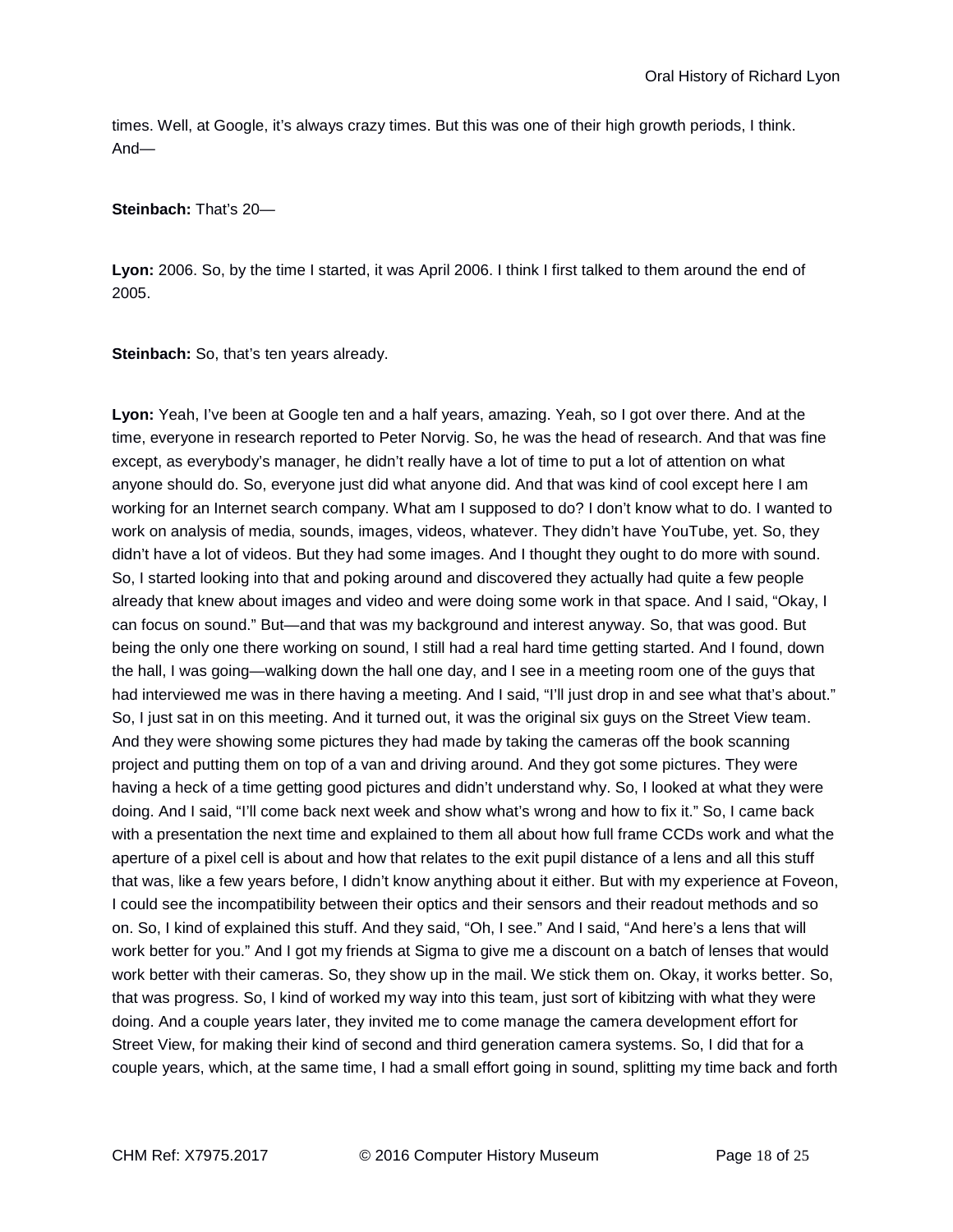times. Well, at Google, it's always crazy times. But this was one of their high growth periods, I think. And—

**Steinbach:** That's 20—

**Lyon:** 2006. So, by the time I started, it was April 2006. I think I first talked to them around the end of 2005.

**Steinbach:** So, that's ten years already.

**Lyon:** Yeah, I've been at Google ten and a half years, amazing. Yeah, so I got over there. And at the time, everyone in research reported to Peter Norvig. So, he was the head of research. And that was fine except, as everybody's manager, he didn't really have a lot of time to put a lot of attention on what anyone should do. So, everyone just did what anyone did. And that was kind of cool except here I am working for an Internet search company. What am I supposed to do? I don't know what to do. I wanted to work on analysis of media, sounds, images, videos, whatever. They didn't have YouTube, yet. So, they didn't have a lot of videos. But they had some images. And I thought they ought to do more with sound. So, I started looking into that and poking around and discovered they actually had quite a few people already that knew about images and video and were doing some work in that space. And I said, "Okay, I can focus on sound." But—and that was my background and interest anyway. So, that was good. But being the only one there working on sound, I still had a real hard time getting started. And I found, down the hall, I was going—walking down the hall one day, and I see in a meeting room one of the guys that had interviewed me was in there having a meeting. And I said, "I'll just drop in and see what that's about." So, I just sat in on this meeting. And it turned out, it was the original six guys on the Street View team. And they were showing some pictures they had made by taking the cameras off the book scanning project and putting them on top of a van and driving around. And they got some pictures. They were having a heck of a time getting good pictures and didn't understand why. So, I looked at what they were doing. And I said, "I'll come back next week and show what's wrong and how to fix it." So, I came back with a presentation the next time and explained to them all about how full frame CCDs work and what the aperture of a pixel cell is about and how that relates to the exit pupil distance of a lens and all this stuff that was, like a few years before, I didn't know anything about it either. But with my experience at Foveon, I could see the incompatibility between their optics and their sensors and their readout methods and so on. So, I kind of explained this stuff. And they said, "Oh, I see." And I said, "And here's a lens that will work better for you." And I got my friends at Sigma to give me a discount on a batch of lenses that would work better with their cameras. So, they show up in the mail. We stick them on. Okay, it works better. So, that was progress. So, I kind of worked my way into this team, just sort of kibitzing with what they were doing. And a couple years later, they invited me to come manage the camera development effort for Street View, for making their kind of second and third generation camera systems. So, I did that for a couple years, which, at the same time, I had a small effort going in sound, splitting my time back and forth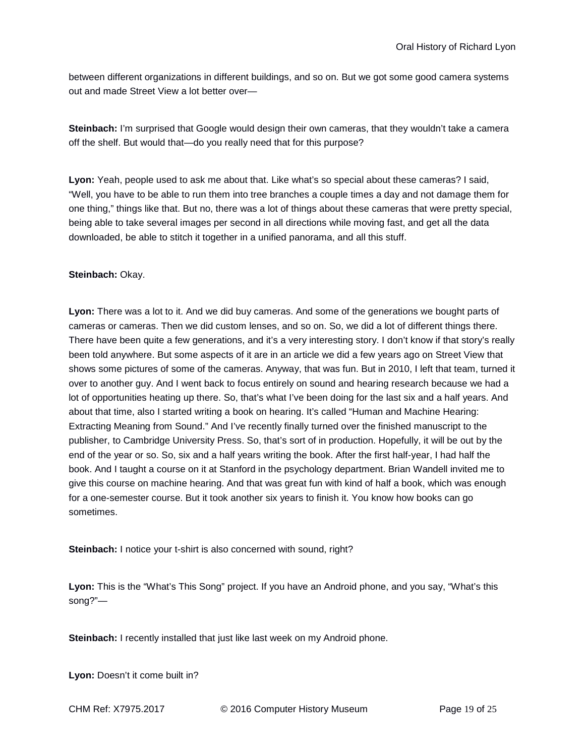between different organizations in different buildings, and so on. But we got some good camera systems out and made Street View a lot better over—

**Steinbach:** I'm surprised that Google would design their own cameras, that they wouldn't take a camera off the shelf. But would that—do you really need that for this purpose?

**Lyon:** Yeah, people used to ask me about that. Like what's so special about these cameras? I said, "Well, you have to be able to run them into tree branches a couple times a day and not damage them for one thing," things like that. But no, there was a lot of things about these cameras that were pretty special, being able to take several images per second in all directions while moving fast, and get all the data downloaded, be able to stitch it together in a unified panorama, and all this stuff.

**Steinbach:** Okay.

**Lyon:** There was a lot to it. And we did buy cameras. And some of the generations we bought parts of cameras or cameras. Then we did custom lenses, and so on. So, we did a lot of different things there. There have been quite a few generations, and it's a very interesting story. I don't know if that story's really been told anywhere. But some aspects of it are in an article we did a few years ago on Street View that shows some pictures of some of the cameras. Anyway, that was fun. But in 2010, I left that team, turned it over to another guy. And I went back to focus entirely on sound and hearing research because we had a lot of opportunities heating up there. So, that's what I've been doing for the last six and a half years. And about that time, also I started writing a book on hearing. It's called "Human and Machine Hearing: Extracting Meaning from Sound." And I've recently finally turned over the finished manuscript to the publisher, to Cambridge University Press. So, that's sort of in production. Hopefully, it will be out by the end of the year or so. So, six and a half years writing the book. After the first half-year, I had half the book. And I taught a course on it at Stanford in the psychology department. Brian Wandell invited me to give this course on machine hearing. And that was great fun with kind of half a book, which was enough for a one-semester course. But it took another six years to finish it. You know how books can go sometimes.

**Steinbach:** I notice your t-shirt is also concerned with sound, right?

**Lyon:** This is the "What's This Song" project. If you have an Android phone, and you say, "What's this song?"—

**Steinbach:** I recently installed that just like last week on my Android phone.

**Lyon:** Doesn't it come built in?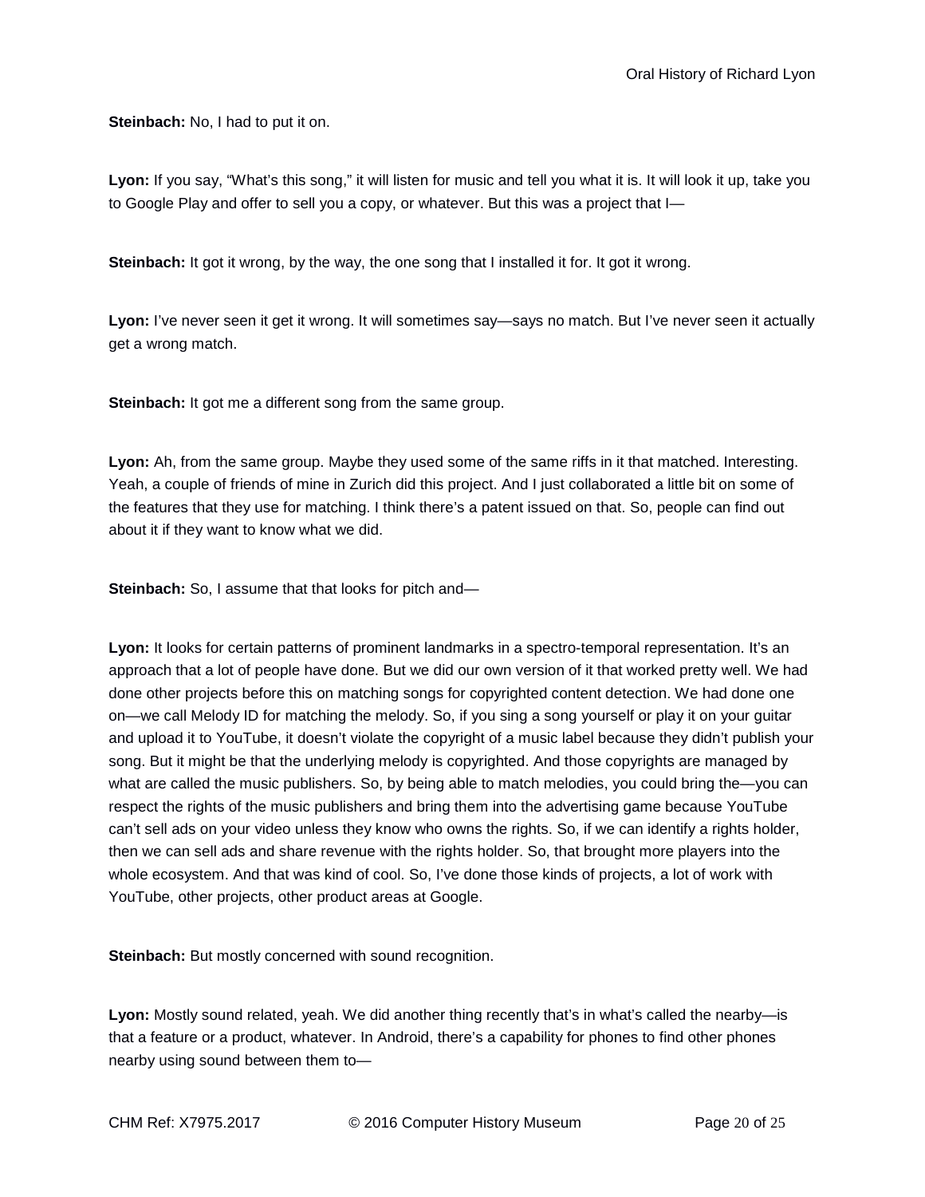**Steinbach:** No, I had to put it on.

**Lyon:** If you say, "What's this song," it will listen for music and tell you what it is. It will look it up, take you to Google Play and offer to sell you a copy, or whatever. But this was a project that I—

**Steinbach:** It got it wrong, by the way, the one song that I installed it for. It got it wrong.

**Lyon:** I've never seen it get it wrong. It will sometimes say—says no match. But I've never seen it actually get a wrong match.

**Steinbach:** It got me a different song from the same group.

**Lyon:** Ah, from the same group. Maybe they used some of the same riffs in it that matched. Interesting. Yeah, a couple of friends of mine in Zurich did this project. And I just collaborated a little bit on some of the features that they use for matching. I think there's a patent issued on that. So, people can find out about it if they want to know what we did.

**Steinbach:** So, I assume that that looks for pitch and—

**Lyon:** It looks for certain patterns of prominent landmarks in a spectro-temporal representation. It's an approach that a lot of people have done. But we did our own version of it that worked pretty well. We had done other projects before this on matching songs for copyrighted content detection. We had done one on—we call Melody ID for matching the melody. So, if you sing a song yourself or play it on your guitar and upload it to YouTube, it doesn't violate the copyright of a music label because they didn't publish your song. But it might be that the underlying melody is copyrighted. And those copyrights are managed by what are called the music publishers. So, by being able to match melodies, you could bring the—you can respect the rights of the music publishers and bring them into the advertising game because YouTube can't sell ads on your video unless they know who owns the rights. So, if we can identify a rights holder, then we can sell ads and share revenue with the rights holder. So, that brought more players into the whole ecosystem. And that was kind of cool. So, I've done those kinds of projects, a lot of work with YouTube, other projects, other product areas at Google.

**Steinbach:** But mostly concerned with sound recognition.

**Lyon:** Mostly sound related, yeah. We did another thing recently that's in what's called the nearby—is that a feature or a product, whatever. In Android, there's a capability for phones to find other phones nearby using sound between them to—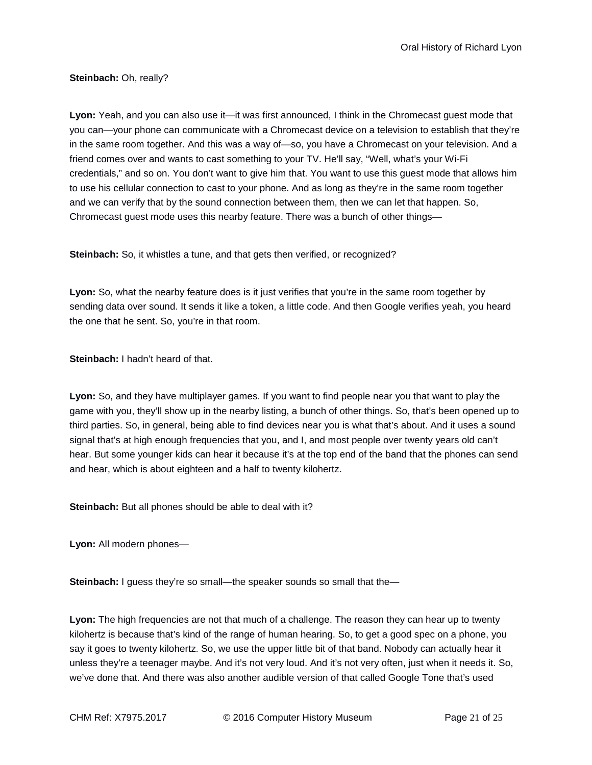**Steinbach:** Oh, really?

**Lyon:** Yeah, and you can also use it—it was first announced, I think in the Chromecast guest mode that you can—your phone can communicate with a Chromecast device on a television to establish that they're in the same room together. And this was a way of—so, you have a Chromecast on your television. And a friend comes over and wants to cast something to your TV. He'll say, "Well, what's your Wi-Fi credentials," and so on. You don't want to give him that. You want to use this guest mode that allows him to use his cellular connection to cast to your phone. And as long as they're in the same room together and we can verify that by the sound connection between them, then we can let that happen. So, Chromecast guest mode uses this nearby feature. There was a bunch of other things—

**Steinbach:** So, it whistles a tune, and that gets then verified, or recognized?

**Lyon:** So, what the nearby feature does is it just verifies that you're in the same room together by sending data over sound. It sends it like a token, a little code. And then Google verifies yeah, you heard the one that he sent. So, you're in that room.

**Steinbach:** I hadn't heard of that.

**Lyon:** So, and they have multiplayer games. If you want to find people near you that want to play the game with you, they'll show up in the nearby listing, a bunch of other things. So, that's been opened up to third parties. So, in general, being able to find devices near you is what that's about. And it uses a sound signal that's at high enough frequencies that you, and I, and most people over twenty years old can't hear. But some younger kids can hear it because it's at the top end of the band that the phones can send and hear, which is about eighteen and a half to twenty kilohertz.

**Steinbach:** But all phones should be able to deal with it?

**Lyon:** All modern phones—

**Steinbach:** I guess they're so small—the speaker sounds so small that the—

**Lyon:** The high frequencies are not that much of a challenge. The reason they can hear up to twenty kilohertz is because that's kind of the range of human hearing. So, to get a good spec on a phone, you say it goes to twenty kilohertz. So, we use the upper little bit of that band. Nobody can actually hear it unless they're a teenager maybe. And it's not very loud. And it's not very often, just when it needs it. So, we've done that. And there was also another audible version of that called Google Tone that's used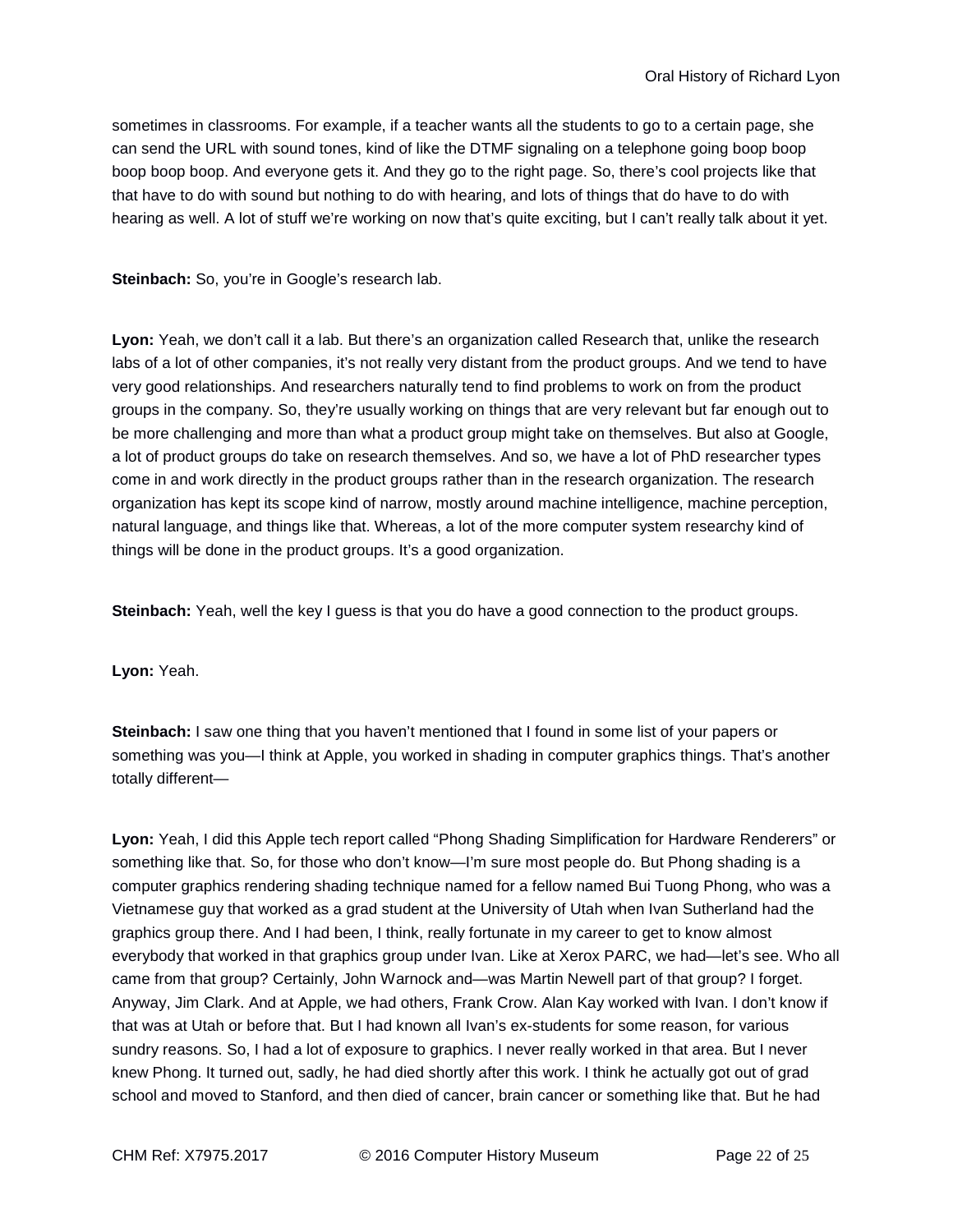sometimes in classrooms. For example, if a teacher wants all the students to go to a certain page, she can send the URL with sound tones, kind of like the DTMF signaling on a telephone going boop boop boop boop boop. And everyone gets it. And they go to the right page. So, there's cool projects like that that have to do with sound but nothing to do with hearing, and lots of things that do have to do with hearing as well. A lot of stuff we're working on now that's quite exciting, but I can't really talk about it yet.

**Steinbach:** So, you're in Google's research lab.

**Lyon:** Yeah, we don't call it a lab. But there's an organization called Research that, unlike the research labs of a lot of other companies, it's not really very distant from the product groups. And we tend to have very good relationships. And researchers naturally tend to find problems to work on from the product groups in the company. So, they're usually working on things that are very relevant but far enough out to be more challenging and more than what a product group might take on themselves. But also at Google, a lot of product groups do take on research themselves. And so, we have a lot of PhD researcher types come in and work directly in the product groups rather than in the research organization. The research organization has kept its scope kind of narrow, mostly around machine intelligence, machine perception, natural language, and things like that. Whereas, a lot of the more computer system researchy kind of things will be done in the product groups. It's a good organization.

**Steinbach:** Yeah, well the key I guess is that you do have a good connection to the product groups.

**Lyon:** Yeah.

**Steinbach:** I saw one thing that you haven't mentioned that I found in some list of your papers or something was you—I think at Apple, you worked in shading in computer graphics things. That's another totally different—

**Lyon:** Yeah, I did this Apple tech report called "Phong Shading Simplification for Hardware Renderers" or something like that. So, for those who don't know—I'm sure most people do. But Phong shading is a computer graphics rendering shading technique named for a fellow named Bui Tuong Phong, who was a Vietnamese guy that worked as a grad student at the University of Utah when Ivan Sutherland had the graphics group there. And I had been, I think, really fortunate in my career to get to know almost everybody that worked in that graphics group under Ivan. Like at Xerox PARC, we had—let's see. Who all came from that group? Certainly, John Warnock and—was Martin Newell part of that group? I forget. Anyway, Jim Clark. And at Apple, we had others, Frank Crow. Alan Kay worked with Ivan. I don't know if that was at Utah or before that. But I had known all Ivan's ex-students for some reason, for various sundry reasons. So, I had a lot of exposure to graphics. I never really worked in that area. But I never knew Phong. It turned out, sadly, he had died shortly after this work. I think he actually got out of grad school and moved to Stanford, and then died of cancer, brain cancer or something like that. But he had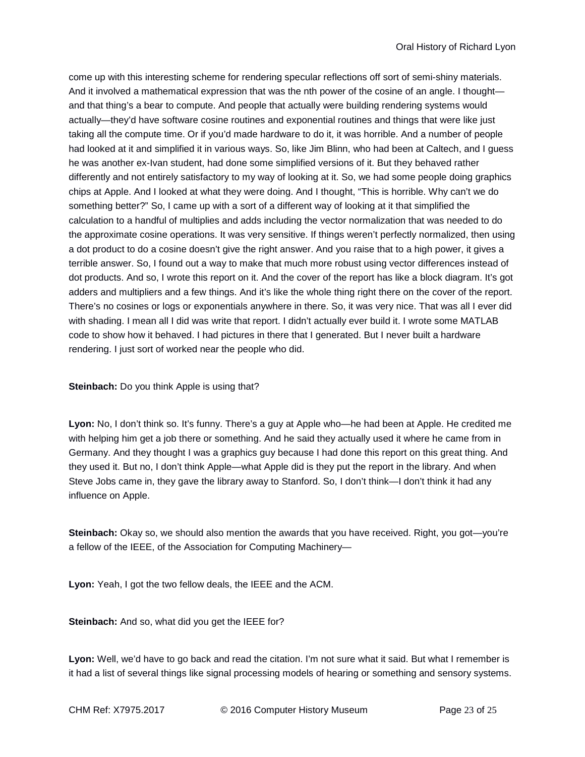come up with this interesting scheme for rendering specular reflections off sort of semi-shiny materials. And it involved a mathematical expression that was the nth power of the cosine of an angle. I thought—and that thing's a bear to compute. And people that actually were building rendering systems would actually—they'd have software cosine routines and exponential routines and things that were like just taking all the compute time. Or if you'd made hardware to do it, it was horrible. And a number of people had looked at it and simplified it in various ways. So, like Jim Blinn, who had been at Caltech, and I guess he was another ex-Ivan student, had done some simplified versions of it. But they behaved rather differently and not entirely satisfactory to my way of looking at it. So, we had some people doing graphics chips at Apple. And I looked at what they were doing. And I thought, "This is horrible. Why can't we do something better?" So, I came up with a sort of a different way of looking at it that simplified the calculation to a handful of multiplies and adds including the vector normalization that was needed to do the approximate cosine operations. It was very sensitive. If things weren't perfectly normalized, then using a dot product to do a cosine doesn't give the right answer. And you raise that to a high power, it gives a terrible answer. So, I found out a way to make that much more robust using vector differences instead of dot products. And so, I wrote this report on it. And the cover of the report has like a block diagram. It's got adders and multipliers and a few things. And it's like the whole thing right there on the cover of the report. There's no cosines or logs or exponentials anywhere in there. So, it was very nice. That was all I ever did with shading. I mean all I did was write that report. I didn't actually ever build it. I wrote some MATLAB code to show how it behaved. I had pictures in there that I generated. But I never built a hardware rendering. I just sort of worked near the people who did.

**Steinbach:** Do you think Apple is using that?

**Lyon:** No, I don't think so. It's funny. There's a guy at Apple who—he had been at Apple. He credited me with helping him get a job there or something. And he said they actually used it where he came from in Germany. And they thought I was a graphics guy because I had done this report on this great thing. And they used it. But no, I don't think Apple—what Apple did is they put the report in the library. And when Steve Jobs came in, they gave the library away to Stanford. So, I don't think—I don't think it had any influence on Apple.

**Steinbach:** Okay so, we should also mention the awards that you have received. Right, you got—you're a fellow of the IEEE, of the Association for Computing Machinery—

**Lyon:** Yeah, I got the two fellow deals, the IEEE and the ACM.

**Steinbach:** And so, what did you get the IEEE for?

**Lyon:** Well, we'd have to go back and read the citation. I'm not sure what it said. But what I remember is it had a list of several things like signal processing models of hearing or something and sensory systems.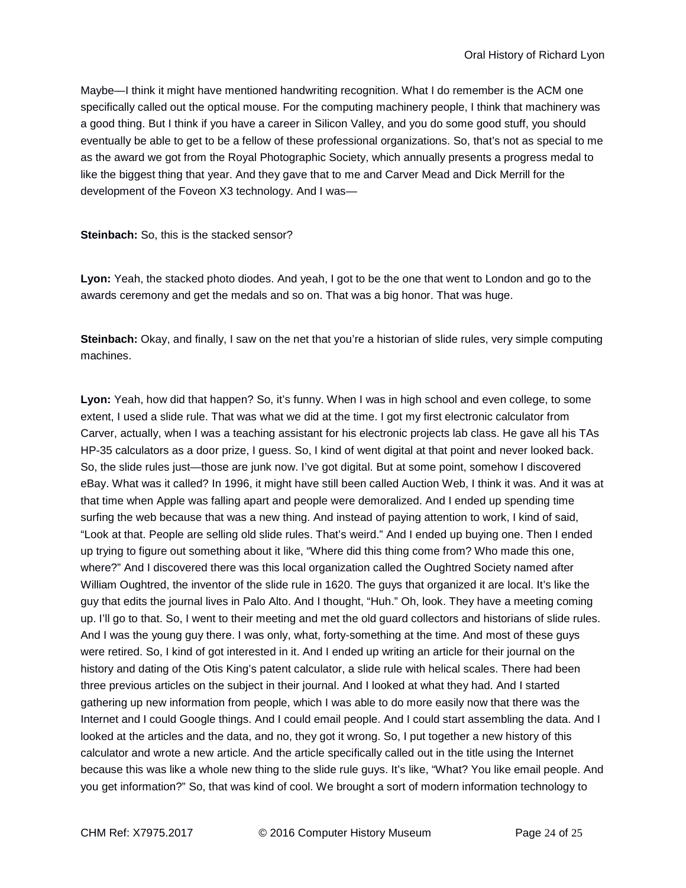Maybe—I think it might have mentioned handwriting recognition. What I do remember is the ACM one specifically called out the optical mouse. For the computing machinery people, I think that machinery was a good thing. But I think if you have a career in Silicon Valley, and you do some good stuff, you should eventually be able to get to be a fellow of these professional organizations. So, that's not as special to me as the award we got from the Royal Photographic Society, which annually presents a progress medal to like the biggest thing that year. And they gave that to me and Carver Mead and Dick Merrill for the development of the Foveon X3 technology. And I was—

**Steinbach:** So, this is the stacked sensor?

**Lyon:** Yeah, the stacked photo diodes. And yeah, I got to be the one that went to London and go to the awards ceremony and get the medals and so on. That was a big honor. That was huge.

**Steinbach:** Okay, and finally, I saw on the net that you're a historian of slide rules, very simple computing machines.

**Lyon:** Yeah, how did that happen? So, it's funny. When I was in high school and even college, to some extent, I used a slide rule. That was what we did at the time. I got my first electronic calculator from Carver, actually, when I was a teaching assistant for his electronic projects lab class. He gave all his TAs HP-35 calculators as a door prize, I guess. So, I kind of went digital at that point and never looked back. So, the slide rules just—those are junk now. I've got digital. But at some point, somehow I discovered eBay. What was it called? In 1996, it might have still been called Auction Web, I think it was. And it was at that time when Apple was falling apart and people were demoralized. And I ended up spending time surfing the web because that was a new thing. And instead of paying attention to work, I kind of said, "Look at that. People are selling old slide rules. That's weird." And I ended up buying one. Then I ended up trying to figure out something about it like, "Where did this thing come from? Who made this one, where?" And I discovered there was this local organization called the Oughtred Society named after William Oughtred, the inventor of the slide rule in 1620. The guys that organized it are local. It's like the guy that edits the journal lives in Palo Alto. And I thought, "Huh." Oh, look. They have a meeting coming up. I'll go to that. So, I went to their meeting and met the old guard collectors and historians of slide rules. And I was the young guy there. I was only, what, forty-something at the time. And most of these guys were retired. So, I kind of got interested in it. And I ended up writing an article for their journal on the history and dating of the Otis King's patent calculator, a slide rule with helical scales. There had been three previous articles on the subject in their journal. And I looked at what they had. And I started gathering up new information from people, which I was able to do more easily now that there was the Internet and I could Google things. And I could email people. And I could start assembling the data. And I looked at the articles and the data, and no, they got it wrong. So, I put together a new history of this calculator and wrote a new article. And the article specifically called out in the title using the Internet because this was like a whole new thing to the slide rule guys. It's like, "What? You like email people. And you get information?" So, that was kind of cool. We brought a sort of modern information technology to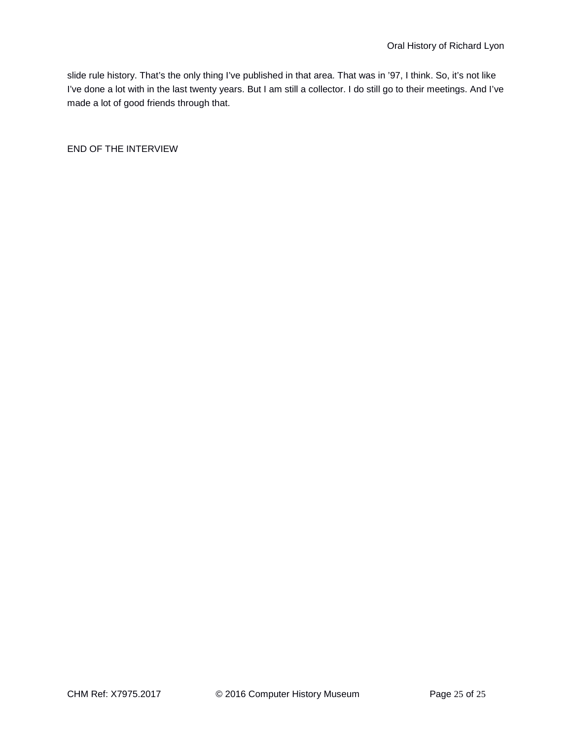slide rule history. That’s the only thing I’ve published in that area. That was in ’97, I think. So, it’s not like I’ve done a lot with in the last twenty years. But I am still a collector. I do still go to their meetings. And I’ve made a lot of good friends through that.

END OF THE INTERVIEW